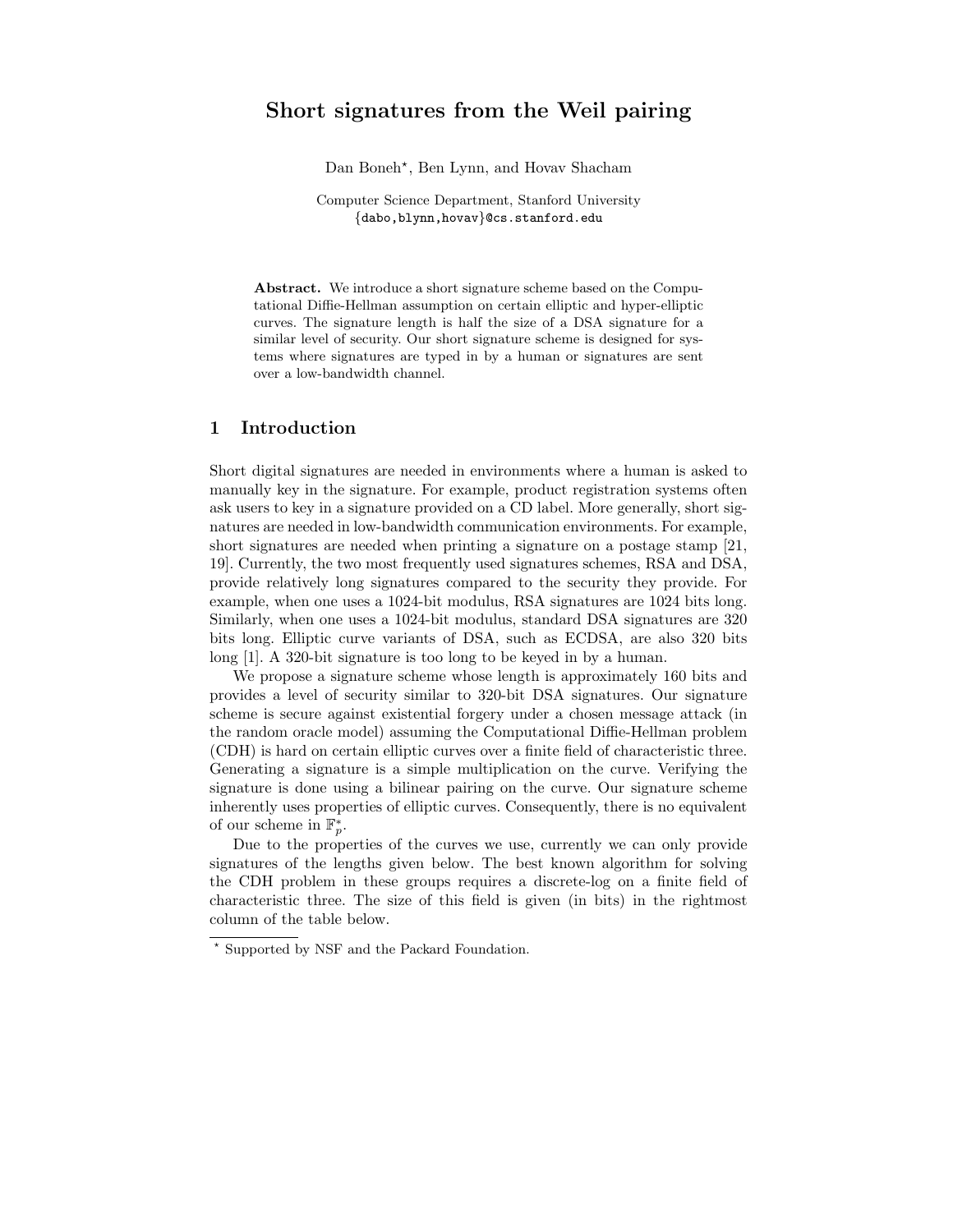# Short signatures from the Weil pairing

Dan Boneh*, Ben Lynn, and Hovav Shacham

Computer Science Department, Stanford University
{dabo,blynn,hovav}@cs.stanford.edu

**Abstract.** We introduce a short signature scheme based on the Computational Diffie-Hellman assumption on certain elliptic and hyper-elliptic curves. The signature length is half the size of a DSA signature for a similar level of security. Our short signature scheme is designed for systems where signatures are typed in by a human or signatures are sent over a low-bandwidth channel.

## 1 Introduction

Short digital signatures are needed in environments where a human is asked to manually key in the signature. For example, product registration systems often ask users to key in a signature provided on a CD label. More generally, short signatures are needed in low-bandwidth communication environments. For example, short signatures are needed when printing a signature on a postage stamp [21, 19]. Currently, the two most frequently used signatures schemes, RSA and DSA, provide relatively long signatures compared to the security they provide. For example, when one uses a 1024-bit modulus, RSA signatures are 1024 bits long. Similarly, when one uses a 1024-bit modulus, standard DSA signatures are 320 bits long. Elliptic curve variants of DSA, such as ECDSA, are also 320 bits long [1]. A 320-bit signature is too long to be keyed in by a human.

We propose a signature scheme whose length is approximately 160 bits and provides a level of security similar to 320-bit DSA signatures. Our signature scheme is secure against existential forgery under a chosen message attack (in the random oracle model) assuming the Computational Diffie-Hellman problem (CDH) is hard on certain elliptic curves over a finite field of characteristic three. Generating a signature is a simple multiplication on the curve. Verifying the signature is done using a bilinear pairing on the curve. Our signature scheme inherently uses properties of elliptic curves. Consequently, there is no equivalent of our scheme in $\mathbb{F}_p^*$.

Due to the properties of the curves we use, currently we can only provide signatures of the lengths given below. The best known algorithm for solving the CDH problem in these groups requires a discrete-log on a finite field of characteristic three. The size of this field is given (in bits) in the rightmost column of the table below.

* Supported by NSF and the Packard Foundation.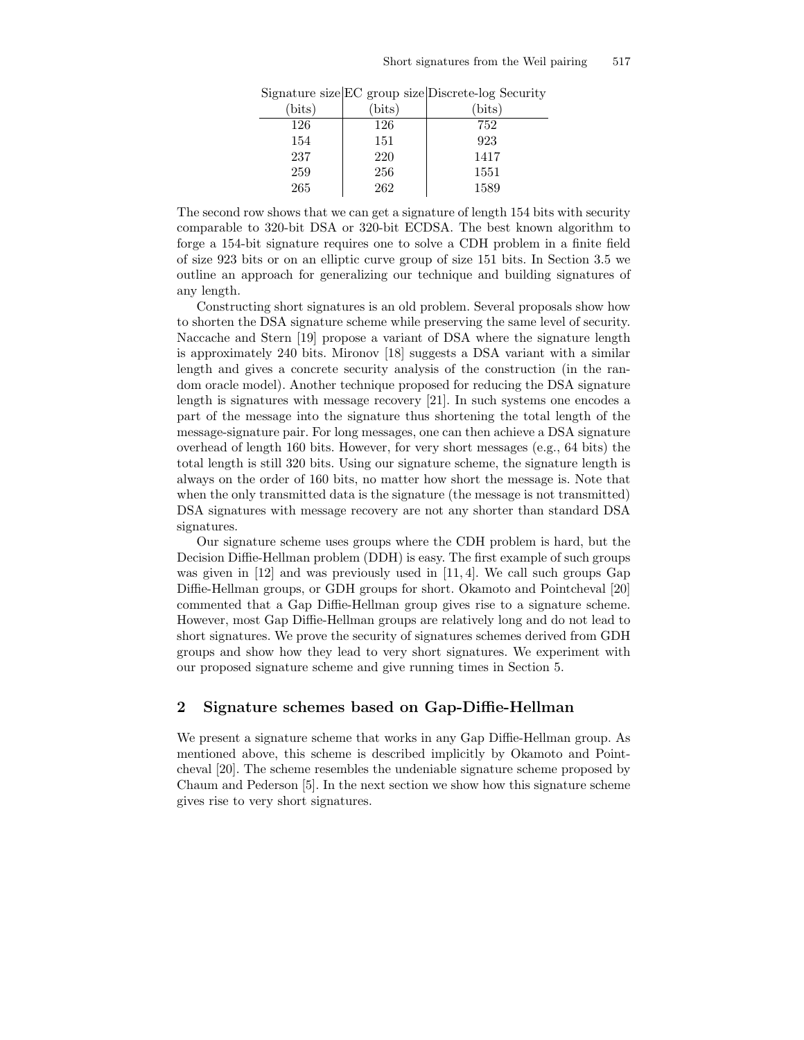| Signature size (bits) | EC group size (bits) | Discrete-log Security (bits) |
|---|---|---|
| 126 | 126 | 752 |
| 154 | 151 | 923 |
| 237 | 220 | 1417 |
| 259 | 256 | 1551 |
| 265 | 262 | 1589 |

The second row shows that we can get a signature of length 154 bits with security comparable to 320-bit DSA or 320-bit ECDSA. The best known algorithm to forge a 154-bit signature requires one to solve a CDH problem in a finite field of size 923 bits or on an elliptic curve group of size 151 bits. In Section 3.5 we outline an approach for generalizing our technique and building signatures of any length.

Constructing short signatures is an old problem. Several proposals show how to shorten the DSA signature scheme while preserving the same level of security. Naccache and Stern [19] propose a variant of DSA where the signature length is approximately 240 bits. Mironov [18] suggests a DSA variant with a similar length and gives a concrete security analysis of the construction (in the random oracle model). Another technique proposed for reducing the DSA signature length is signatures with message recovery [21]. In such systems one encodes a part of the message into the signature thus shortening the total length of the message-signature pair. For long messages, one can then achieve a DSA signature overhead of length 160 bits. However, for very short messages (e.g., 64 bits) the total length is still 320 bits. Using our signature scheme, the signature length is always on the order of 160 bits, no matter how short the message is. Note that when the only transmitted data is the signature (the message is not transmitted) DSA signatures with message recovery are not any shorter than standard DSA signatures.

Our signature scheme uses groups where the CDH problem is hard, but the Decision Diffie-Hellman problem (DDH) is easy. The first example of such groups was given in [12] and was previously used in [11, 4]. We call such groups Gap Diffie-Hellman groups, or GDH groups for short. Okamoto and Pointcheval [20] commented that a Gap Diffie-Hellman group gives rise to a signature scheme. However, most Gap Diffie-Hellman groups are relatively long and do not lead to short signatures. We prove the security of signatures schemes derived from GDH groups and show how they lead to very short signatures. We experiment with our proposed signature scheme and give running times in Section 5.

## 2 Signature schemes based on Gap-Diffie-Hellman

We present a signature scheme that works in any Gap Diffie-Hellman group. As mentioned above, this scheme is described implicitly by Okamoto and Pointcheval [20]. The scheme resembles the undeniable signature scheme proposed by Chaum and Pederson [5]. In the next section we show how this signature scheme gives rise to very short signatures.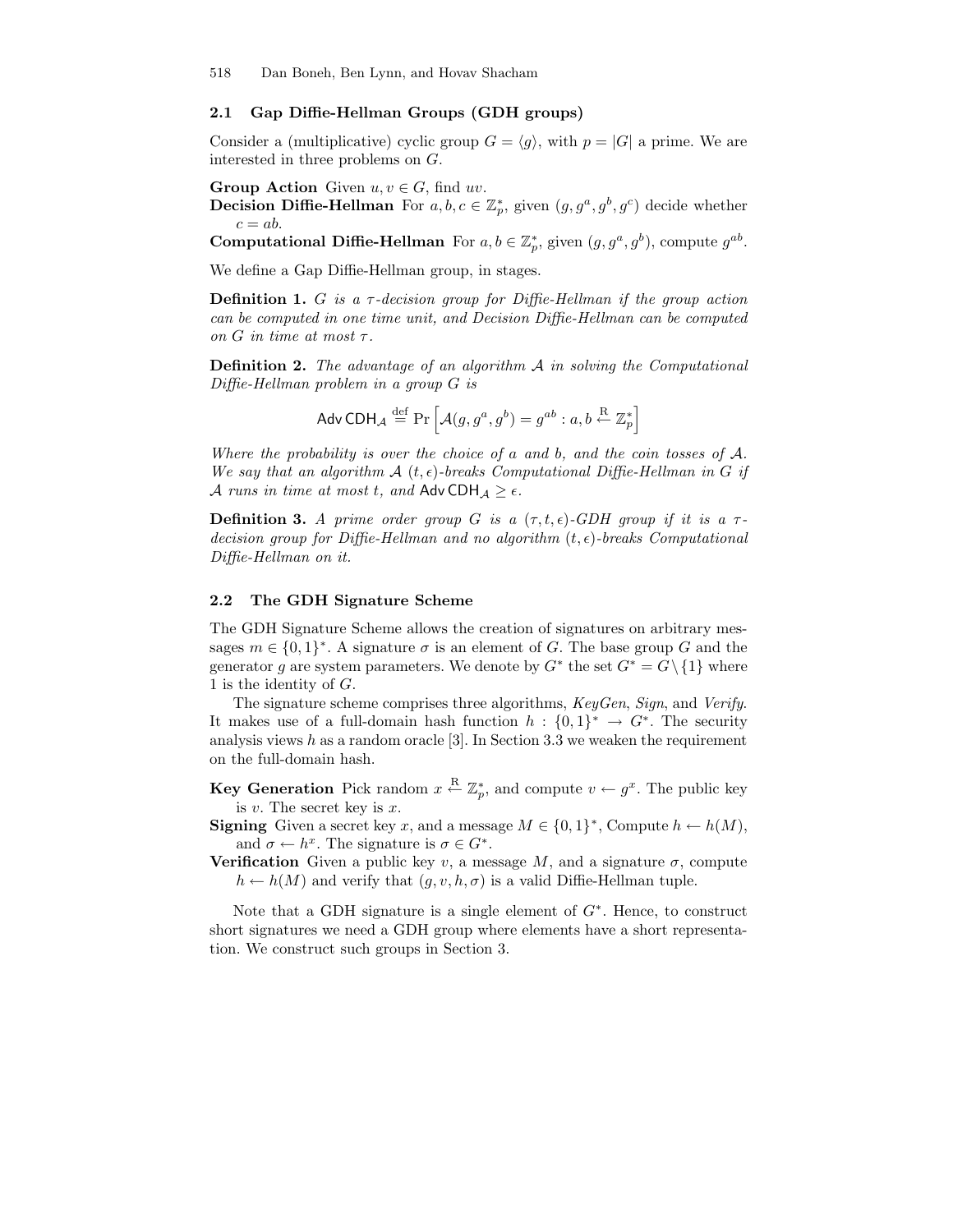### 2.1 Gap Diffie-Hellman Groups (GDH groups)

Consider a (multiplicative) cyclic group $G = \langle g \rangle$, with $p = |G|$ a prime. We are interested in three problems on $G$.

**Group Action** Given $u, v \in G$, find $uv$.

**Decision Diffie-Hellman** For $a, b, c \in \mathbb{Z}_p^*$, given $(g, g^a, g^b, g^c)$ decide whether $c = ab$.

**Computational Diffie-Hellman** For $a, b \in \mathbb{Z}_p^*$, given $(g, g^a, g^b)$, compute $g^{ab}$.

We define a Gap Diffie-Hellman group, in stages.

**Definition 1.** *$G$ is a $\tau$-decision group for Diffie-Hellman if the group action can be computed in one time unit, and Decision Diffie-Hellman can be computed on $G$ in time at most $\tau$.*

**Definition 2.** *The advantage of an algorithm $\mathcal{A}$ in solving the Computational Diffie-Hellman problem in a group $G$ is*

$$\mathsf{Adv}\,\mathsf{CDH}_{\mathcal{A}} \stackrel{\text{def}}{=} \Pr\left[\mathcal{A}(g, g^a, g^b) = g^{ab} : a, b \stackrel{\text{R}}{\leftarrow} \mathbb{Z}_p^*\right]$$

*Where the probability is over the choice of $a$ and $b$, and the coin tosses of $\mathcal{A}$. We say that an algorithm $\mathcal{A}$ $(t, \epsilon)$-breaks Computational Diffie-Hellman in $G$ if $\mathcal{A}$ runs in time at most $t$, and $\mathsf{Adv}\,\mathsf{CDH}_{\mathcal{A}} \geq \epsilon$.*

**Definition 3.** *A prime order group $G$ is a $(\tau, t, \epsilon)$-GDH group if it is a $\tau$-decision group for Diffie-Hellman and no algorithm $(t, \epsilon)$-breaks Computational Diffie-Hellman on it.*

### 2.2 The GDH Signature Scheme

The GDH Signature Scheme allows the creation of signatures on arbitrary messages $m \in \{0,1\}^*$. A signature $\sigma$ is an element of $G$. The base group $G$ and the generator $g$ are system parameters. We denote by $G^*$ the set $G^* = G \setminus \{1\}$ where 1 is the identity of $G$.

The signature scheme comprises three algorithms, *KeyGen*, *Sign*, and *Verify*. It makes use of a full-domain hash function $h : \{0,1\}^* \to G^*$. The security analysis views $h$ as a random oracle [3]. In Section 3.3 we weaken the requirement on the full-domain hash.

**Key Generation** Pick random $x \stackrel{\text{R}}{\leftarrow} \mathbb{Z}_p^*$, and compute $v \leftarrow g^x$. The public key is $v$. The secret key is $x$.

**Signing** Given a secret key $x$, and a message $M \in \{0,1\}^*$, Compute $h \leftarrow h(M)$, and $\sigma \leftarrow h^x$. The signature is $\sigma \in G^*$.

**Verification** Given a public key $v$, a message $M$, and a signature $\sigma$, compute $h \leftarrow h(M)$ and verify that $(g, v, h, \sigma)$ is a valid Diffie-Hellman tuple.

Note that a GDH signature is a single element of $G^*$. Hence, to construct short signatures we need a GDH group where elements have a short representation. We construct such groups in Section 3.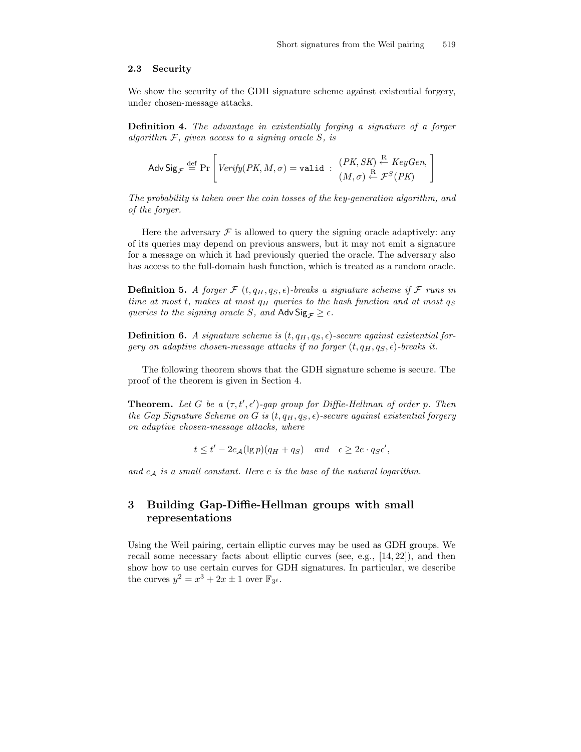### 2.3 Security

We show the security of the GDH signature scheme against existential forgery, under chosen-message attacks.

**Definition 4.** *The advantage in existentially forging a signature of a forger algorithm $\mathcal{F}$, given access to a signing oracle $S$, is*

$$\mathsf{Adv\,Sig}_{\mathcal{F}} \stackrel{\text{def}}{=} \Pr\left[ \mathit{Verify}(PK, M, \sigma) = \texttt{valid} \; : \; \begin{array}{l} (PK, SK) \stackrel{\text{R}}{\leftarrow} \mathit{KeyGen}, \\ (M, \sigma) \stackrel{\text{R}}{\leftarrow} \mathcal{F}^{S}(PK) \end{array} \right]$$

*The probability is taken over the coin tosses of the key-generation algorithm, and of the forger.*

Here the adversary $\mathcal{F}$ is allowed to query the signing oracle adaptively: any of its queries may depend on previous answers, but it may not emit a signature for a message on which it had previously queried the oracle. The adversary also has access to the full-domain hash function, which is treated as a random oracle.

**Definition 5.** *A forger $\mathcal{F}$ $(t, q_H, q_S, \epsilon)$-breaks a signature scheme if $\mathcal{F}$ runs in time at most $t$, makes at most $q_H$ queries to the hash function and at most $q_S$ queries to the signing oracle $S$, and $\mathsf{Adv\,Sig}_{\mathcal{F}} \geq \epsilon$.*

**Definition 6.** *A signature scheme is $(t, q_H, q_S, \epsilon)$-secure against existential forgery on adaptive chosen-message attacks if no forger $(t, q_H, q_S, \epsilon)$-breaks it.*

The following theorem shows that the GDH signature scheme is secure. The proof of the theorem is given in Section 4.

**Theorem.** *Let $G$ be a $(\tau, t', \epsilon')$-gap group for Diffie-Hellman of order $p$. Then the Gap Signature Scheme on $G$ is $(t, q_H, q_S, \epsilon)$-secure against existential forgery on adaptive chosen-message attacks, where*

$$t \leq t' - 2c_{\mathcal{A}}(\lg p)(q_H + q_S) \quad \text{and} \quad \epsilon \geq 2e \cdot q_S \epsilon',$$

*and $c_{\mathcal{A}}$ is a small constant. Here $e$ is the base of the natural logarithm.*

## 3 Building Gap-Diffie-Hellman groups with small representations

Using the Weil pairing, certain elliptic curves may be used as GDH groups. We recall some necessary facts about elliptic curves (see, e.g., [14, 22]), and then show how to use certain curves for GDH signatures. In particular, we describe the curves $y^2 = x^3 + 2x \pm 1$ over $\mathbb{F}_{3^\ell}$.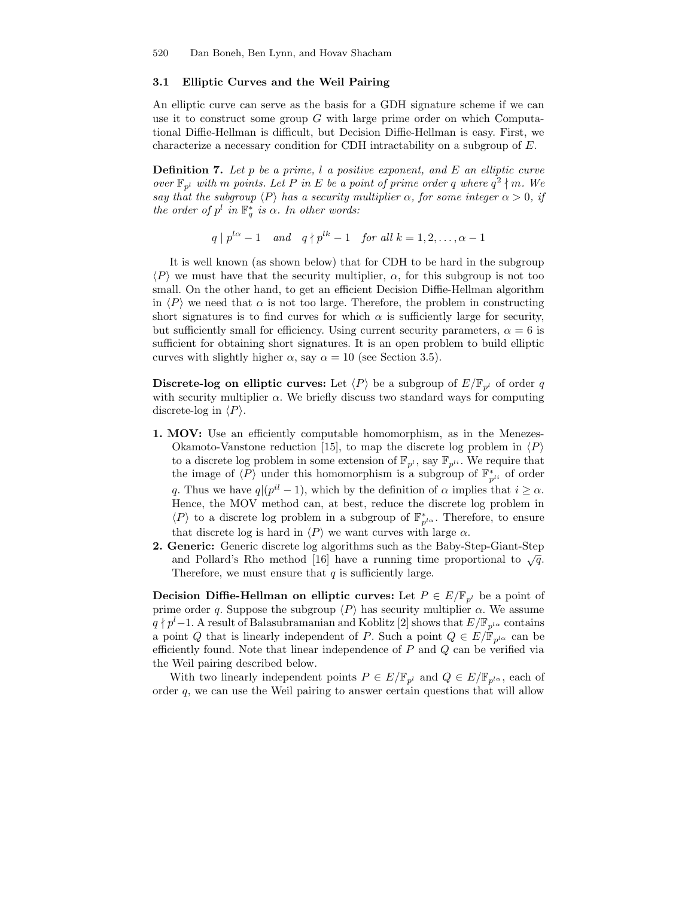### 3.1 Elliptic Curves and the Weil Pairing

An elliptic curve can serve as the basis for a GDH signature scheme if we can use it to construct some group $G$ with large prime order on which Computational Diffie-Hellman is difficult, but Decision Diffie-Hellman is easy. First, we characterize a necessary condition for CDH intractability on a subgroup of $E$.

**Definition 7.** *Let $p$ be a prime, $l$ a positive exponent, and $E$ an elliptic curve over $\mathbb{F}_{p^l}$ with $m$ points. Let $P$ in $E$ be a point of prime order $q$ where $q^2 \nmid m$. We say that the subgroup $\langle P \rangle$ has a security multiplier $\alpha$, for some integer $\alpha > 0$, if the order of $p^l$ in $\mathbb{F}_q^*$ is $\alpha$. In other words:*

$$q \mid p^{l\alpha} - 1 \quad \textit{and} \quad q \nmid p^{lk} - 1 \quad \textit{for all } k = 1, 2, \ldots, \alpha - 1$$

It is well known (as shown below) that for CDH to be hard in the subgroup $\langle P \rangle$ we must have that the security multiplier, $\alpha$, for this subgroup is not too small. On the other hand, to get an efficient Decision Diffie-Hellman algorithm in $\langle P \rangle$ we need that $\alpha$ is not too large. Therefore, the problem in constructing short signatures is to find curves for which $\alpha$ is sufficiently large for security, but sufficiently small for efficiency. Using current security parameters, $\alpha = 6$ is sufficient for obtaining short signatures. It is an open problem to build elliptic curves with slightly higher $\alpha$, say $\alpha = 10$ (see Section 3.5).

**Discrete-log on elliptic curves:** Let $\langle P \rangle$ be a subgroup of $E/\mathbb{F}_{p^l}$ of order $q$ with security multiplier $\alpha$. We briefly discuss two standard ways for computing discrete-log in $\langle P \rangle$.

1. **MOV:** Use an efficiently computable homomorphism, as in the Menezes-Okamoto-Vanstone reduction [15], to map the discrete log problem in $\langle P \rangle$ to a discrete log problem in some extension of $\mathbb{F}_{p^l}$, say $\mathbb{F}_{p^{li}}$. We require that the image of $\langle P \rangle$ under this homomorphism is a subgroup of $\mathbb{F}_{p^{li}}^*$ of order $q$. Thus we have $q | (p^{il} - 1)$, which by the definition of $\alpha$ implies that $i \geq \alpha$. Hence, the MOV method can, at best, reduce the discrete log problem in $\langle P \rangle$ to a discrete log problem in a subgroup of $\mathbb{F}_{p^{l\alpha}}^*$. Therefore, to ensure that discrete log is hard in $\langle P \rangle$ we want curves with large $\alpha$.
2. **Generic:** Generic discrete log algorithms such as the Baby-Step-Giant-Step and Pollard's Rho method [16] have a running time proportional to $\sqrt{q}$. Therefore, we must ensure that $q$ is sufficiently large.

**Decision Diffie-Hellman on elliptic curves:** Let $P \in E/\mathbb{F}_{p^l}$ be a point of prime order $q$. Suppose the subgroup $\langle P \rangle$ has security multiplier $\alpha$. We assume $q \nmid p^l - 1$. A result of Balasubramanian and Koblitz [2] shows that $E/\mathbb{F}_{p^{l\alpha}}$ contains a point $Q$ that is linearly independent of $P$. Such a point $Q \in E/\mathbb{F}_{p^{l\alpha}}$ can be efficiently found. Note that linear independence of $P$ and $Q$ can be verified via the Weil pairing described below.

With two linearly independent points $P \in E/\mathbb{F}_{p^l}$ and $Q \in E/\mathbb{F}_{p^{l\alpha}}$, each of order $q$, we can use the Weil pairing to answer certain questions that will allow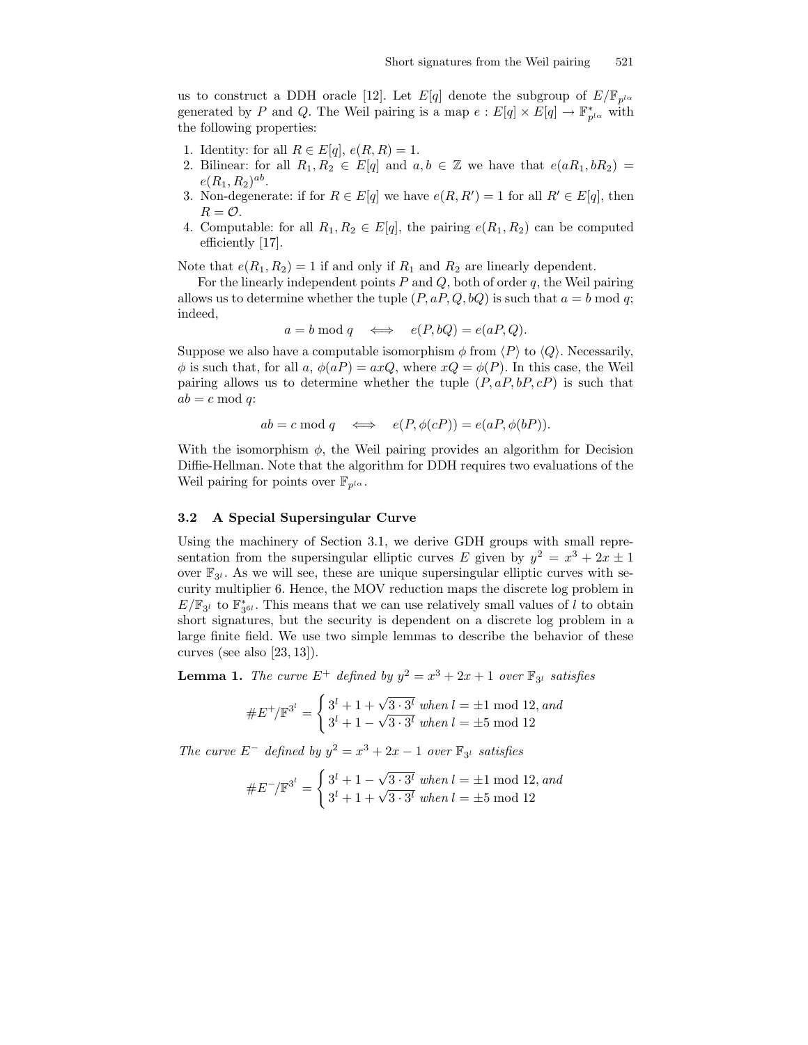us to construct a DDH oracle [12]. Let $E[q]$ denote the subgroup of $E/\mathbb{F}_{p^{l\alpha}}$ generated by $P$ and $Q$. The Weil pairing is a map $e : E[q] \times E[q] \to \mathbb{F}^*_{p^{l\alpha}}$ with the following properties:

1. Identity: for all $R \in E[q]$, $e(R, R) = 1$.
2. Bilinear: for all $R_1, R_2 \in E[q]$ and $a, b \in \mathbb{Z}$ we have that $e(aR_1, bR_2) = e(R_1, R_2)^{ab}$.
3. Non-degenerate: if for $R \in E[q]$ we have $e(R, R') = 1$ for all $R' \in E[q]$, then $R = \mathcal{O}$.
4. Computable: for all $R_1, R_2 \in E[q]$, the pairing $e(R_1, R_2)$ can be computed efficiently [17].

Note that $e(R_1, R_2) = 1$ if and only if $R_1$ and $R_2$ are linearly dependent.

For the linearly independent points $P$ and $Q$, both of order $q$, the Weil pairing allows us to determine whether the tuple $(P, aP, Q, bQ)$ is such that $a = b \bmod q$; indeed,

$$a = b \bmod q \quad \Longleftrightarrow \quad e(P, bQ) = e(aP, Q).$$

Suppose we also have a computable isomorphism $\phi$ from $\langle P \rangle$ to $\langle Q \rangle$. Necessarily, $\phi$ is such that, for all $a$, $\phi(aP) = axQ$, where $xQ = \phi(P)$. In this case, the Weil pairing allows us to determine whether the tuple $(P, aP, bP, cP)$ is such that $ab = c \bmod q$:

$$ab = c \bmod q \quad \Longleftrightarrow \quad e(P, \phi(cP)) = e(aP, \phi(bP)).$$

With the isomorphism $\phi$, the Weil pairing provides an algorithm for Decision Diffie-Hellman. Note that the algorithm for DDH requires two evaluations of the Weil pairing for points over $\mathbb{F}_{p^{l\alpha}}$.

### 3.2 A Special Supersingular Curve

Using the machinery of Section 3.1, we derive GDH groups with small representation from the supersingular elliptic curves $E$ given by $y^2 = x^3 + 2x \pm 1$ over $\mathbb{F}_{3^l}$. As we will see, these are unique supersingular elliptic curves with security multiplier 6. Hence, the MOV reduction maps the discrete log problem in $E/\mathbb{F}_{3^l}$ to $\mathbb{F}^*_{3^{6l}}$. This means that we can use relatively small values of $l$ to obtain short signatures, but the security is dependent on a discrete log problem in a large finite field. We use two simple lemmas to describe the behavior of these curves (see also [23, 13]).

**Lemma 1.** *The curve $E^+$ defined by $y^2 = x^3 + 2x + 1$ over $\mathbb{F}_{3^l}$ satisfies*

$$\#E^+/\mathbb{F}^{3^l} = \begin{cases} 3^l + 1 + \sqrt{3 \cdot 3^l} & \text{when } l = \pm 1 \bmod 12, \text{and} \\ 3^l + 1 - \sqrt{3 \cdot 3^l} & \text{when } l = \pm 5 \bmod 12 \end{cases}$$

*The curve $E^-$ defined by $y^2 = x^3 + 2x - 1$ over $\mathbb{F}_{3^l}$ satisfies*

$$\#E^-/\mathbb{F}^{3^l} = \begin{cases} 3^l + 1 - \sqrt{3 \cdot 3^l} & \text{when } l = \pm 1 \bmod 12, \text{and} \\ 3^l + 1 + \sqrt{3 \cdot 3^l} & \text{when } l = \pm 5 \bmod 12 \end{cases}$$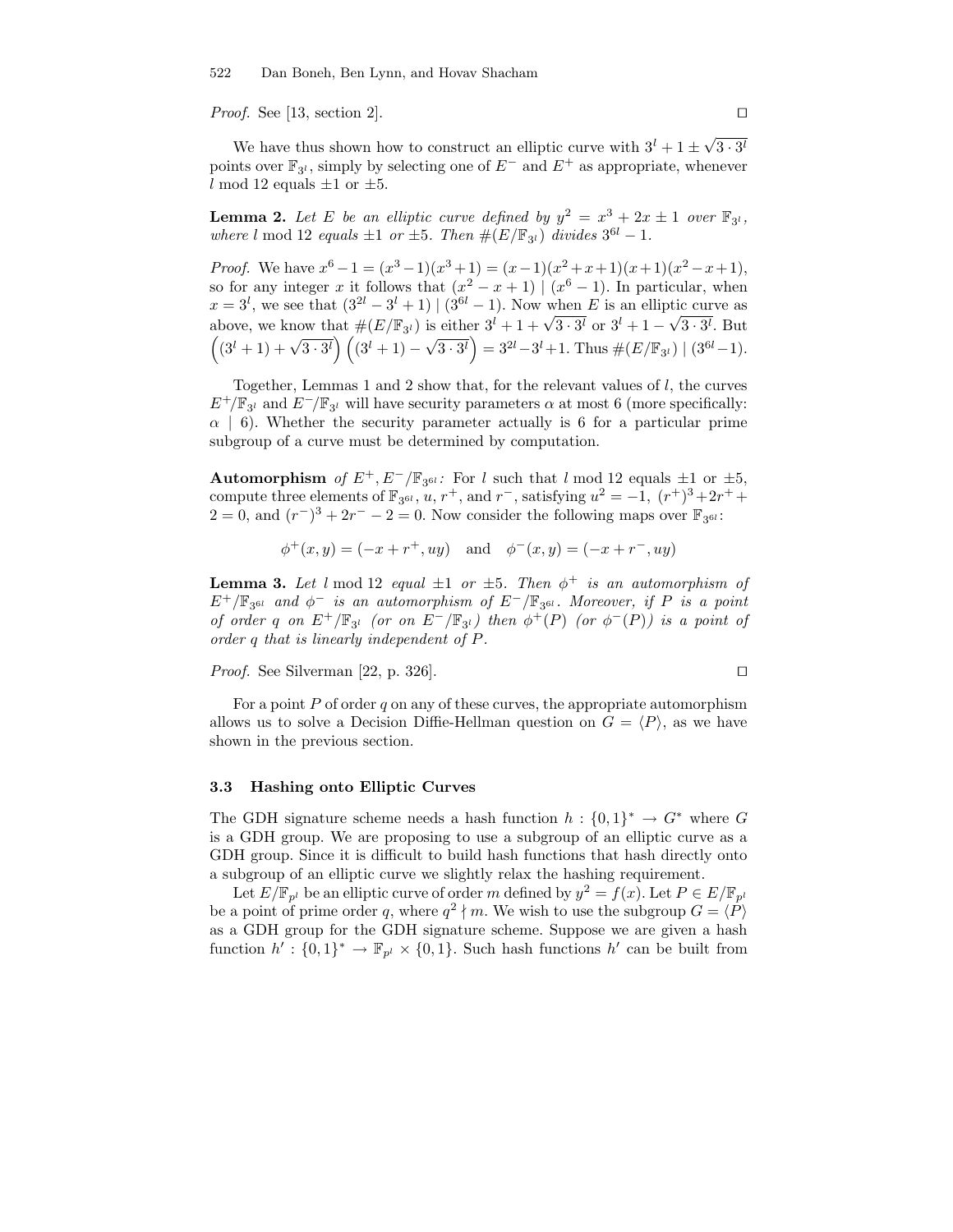*Proof.* See [13, section 2]. □

We have thus shown how to construct an elliptic curve with $3^l + 1 \pm \sqrt{3 \cdot 3^l}$ points over $\mathbb{F}_{3^l}$, simply by selecting one of $E^-$ and $E^+$ as appropriate, whenever $l \bmod 12$ equals $\pm 1$ or $\pm 5$.

**Lemma 2.** *Let $E$ be an elliptic curve defined by $y^2 = x^3 + 2x \pm 1$ over $\mathbb{F}_{3^l}$, where $l \bmod 12$ equals $\pm 1$ or $\pm 5$. Then $\#(E/\mathbb{F}_{3^l})$ divides $3^{6l} - 1$.*

*Proof.* We have $x^6 - 1 = (x^3-1)(x^3+1) = (x-1)(x^2+x+1)(x+1)(x^2-x+1)$, so for any integer $x$ it follows that $(x^2 - x + 1) \mid (x^6 - 1)$. In particular, when $x = 3^l$, we see that $(3^{2l} - 3^l + 1) \mid (3^{6l} - 1)$. Now when $E$ is an elliptic curve as above, we know that $\#(E/\mathbb{F}_{3^l})$ is either $3^l + 1 + \sqrt{3 \cdot 3^l}$ or $3^l + 1 - \sqrt{3 \cdot 3^l}$. But $\left((3^l + 1) + \sqrt{3 \cdot 3^l}\right)\left((3^l + 1) - \sqrt{3 \cdot 3^l}\right) = 3^{2l} - 3^l + 1$. Thus $\#(E/\mathbb{F}_{3^l}) \mid (3^{6l} - 1)$.

Together, Lemmas 1 and 2 show that, for the relevant values of $l$, the curves $E^+/\mathbb{F}_{3^l}$ and $E^-/\mathbb{F}_{3^l}$ will have security parameters $\alpha$ at most 6 (more specifically: $\alpha \mid 6$). Whether the security parameter actually is 6 for a particular prime subgroup of a curve must be determined by computation.

**Automorphism** *of $E^+, E^-/\mathbb{F}_{3^{6l}}$:* For $l$ such that $l \bmod 12$ equals $\pm 1$ or $\pm 5$, compute three elements of $\mathbb{F}_{3^{6l}}$, $u$, $r^+$, and $r^-$, satisfying $u^2 = -1$, $(r^+)^3 + 2r^+ + 2 = 0$, and $(r^-)^3 + 2r^- - 2 = 0$. Now consider the following maps over $\mathbb{F}_{3^{6l}}$:

$$\phi^+(x, y) = (-x + r^+, uy) \quad \text{and} \quad \phi^-(x, y) = (-x + r^-, uy)$$

**Lemma 3.** *Let $l \bmod 12$ equal $\pm 1$ or $\pm 5$. Then $\phi^+$ is an automorphism of $E^+/\mathbb{F}_{3^{6l}}$ and $\phi^-$ is an automorphism of $E^-/\mathbb{F}_{3^{6l}}$. Moreover, if $P$ is a point of order $q$ on $E^+/\mathbb{F}_{3^l}$ (or on $E^-/\mathbb{F}_{3^l}$) then $\phi^+(P)$ (or $\phi^-(P)$) is a point of order $q$ that is linearly independent of $P$.*

*Proof.* See Silverman [22, p. 326]. □

For a point $P$ of order $q$ on any of these curves, the appropriate automorphism allows us to solve a Decision Diffie-Hellman question on $G = \langle P \rangle$, as we have shown in the previous section.

### 3.3 Hashing onto Elliptic Curves

The GDH signature scheme needs a hash function $h : \{0,1\}^* \to G^*$ where $G$ is a GDH group. We are proposing to use a subgroup of an elliptic curve as a GDH group. Since it is difficult to build hash functions that hash directly onto a subgroup of an elliptic curve we slightly relax the hashing requirement.

Let $E/\mathbb{F}_{p^l}$ be an elliptic curve of order $m$ defined by $y^2 = f(x)$. Let $P \in E/\mathbb{F}_{p^l}$ be a point of prime order $q$, where $q^2 \nmid m$. We wish to use the subgroup $G = \langle P \rangle$ as a GDH group for the GDH signature scheme. Suppose we are given a hash function $h' : \{0,1\}^* \to \mathbb{F}_{p^l} \times \{0,1\}$. Such hash functions $h'$ can be built from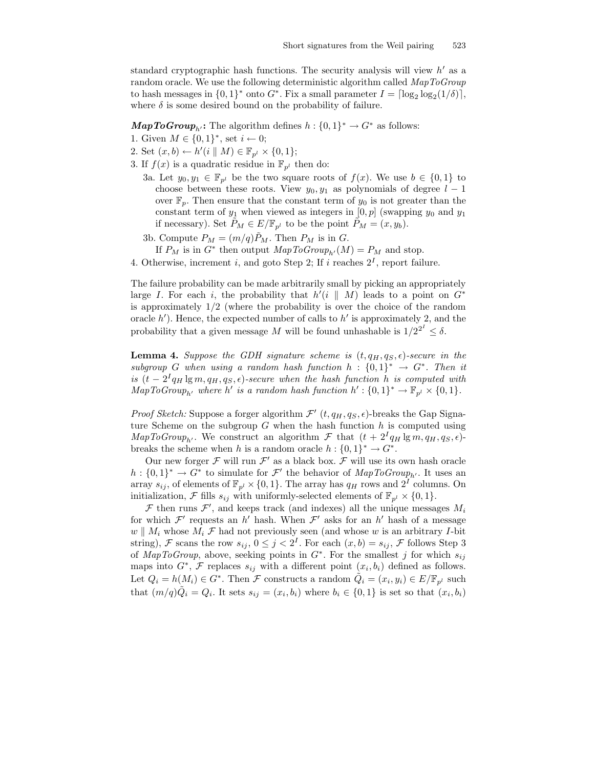standard cryptographic hash functions. The security analysis will view $h'$ as a random oracle. We use the following deterministic algorithm called *MapToGroup* to hash messages in $\{0,1\}^*$ onto $G^*$. Fix a small parameter $I = \lceil \log_2 \log_2(1/\delta) \rceil$, where $\delta$ is some desired bound on the probability of failure.

***MapToGroup***$_{h'}$**:** The algorithm defines $h : \{0,1\}^* \to G^*$ as follows:

1. Given $M \in \{0,1\}^*$, set $i \leftarrow 0$;
2. Set $(x, b) \leftarrow h'(i \parallel M) \in \mathbb{F}_{p^l} \times \{0,1\}$;
3. If $f(x)$ is a quadratic residue in $\mathbb{F}_{p^l}$ then do:
   - 3a. Let $y_0, y_1 \in \mathbb{F}_{p^l}$ be the two square roots of $f(x)$. We use $b \in \{0,1\}$ to choose between these roots. View $y_0, y_1$ as polynomials of degree $l-1$ over $\mathbb{F}_p$. Then ensure that the constant term of $y_0$ is not greater than the constant term of $y_1$ when viewed as integers in $[0,p]$ (swapping $y_0$ and $y_1$ if necessary). Set $\tilde{P}_M \in E/\mathbb{F}_{p^l}$ to be the point $\tilde{P}_M = (x, y_b)$.
   - 3b. Compute $P_M = (m/q)\tilde{P}_M$. Then $P_M$ is in $G$. If $P_M$ is in $G^*$ then output $MapToGroup_{h'}(M) = P_M$ and stop.
4. Otherwise, increment $i$, and goto Step 2; If $i$ reaches $2^I$, report failure.

The failure probability can be made arbitrarily small by picking an appropriately large $I$. For each $i$, the probability that $h'(i \parallel M)$ leads to a point on $G^*$ is approximately $1/2$ (where the probability is over the choice of the random oracle $h'$). Hence, the expected number of calls to $h'$ is approximately 2, and the probability that a given message $M$ will be found unhashable is $1/2^{2^I} \leq \delta$.

**Lemma 4.** *Suppose the GDH signature scheme is $(t, q_H, q_S, \epsilon)$-secure in the subgroup $G$ when using a random hash function $h : \{0,1\}^* \to G^*$. Then it is $(t - 2^I q_H \lg m, q_H, q_S, \epsilon)$-secure when the hash function $h$ is computed with $MapToGroup_{h'}$ where $h'$ is a random hash function $h' : \{0,1\}^* \to \mathbb{F}_{p^l} \times \{0,1\}$.*

*Proof Sketch:* Suppose a forger algorithm $\mathcal{F}'$ $(t, q_H, q_S, \epsilon)$-breaks the Gap Signature Scheme on the subgroup $G$ when the hash function $h$ is computed using $MapToGroup_{h'}$. We construct an algorithm $\mathcal{F}$ that $(t + 2^I q_H \lg m, q_H, q_S, \epsilon)$-breaks the scheme when $h$ is a random oracle $h : \{0,1\}^* \to G^*$.

Our new forger $\mathcal{F}$ will run $\mathcal{F}'$ as a black box. $\mathcal{F}$ will use its own hash oracle $h : \{0,1\}^* \to G^*$ to simulate for $\mathcal{F}'$ the behavior of $MapToGroup_{h'}$. It uses an array $s_{ij}$, of elements of $\mathbb{F}_{p^l} \times \{0,1\}$. The array has $q_H$ rows and $2^I$ columns. On initialization, $\mathcal{F}$ fills $s_{ij}$ with uniformly-selected elements of $\mathbb{F}_{p^l} \times \{0,1\}$.

$\mathcal{F}$ then runs $\mathcal{F}'$, and keeps track (and indexes) all the unique messages $M_i$ for which $\mathcal{F}'$ requests an $h'$ hash. When $\mathcal{F}'$ asks for an $h'$ hash of a message $w \parallel M_i$ whose $M_i$ $\mathcal{F}$ had not previously seen (and whose $w$ is an arbitrary $I$-bit string), $\mathcal{F}$ scans the row $s_{ij}$, $0 \leq j < 2^I$. For each $(x, b) = s_{ij}$, $\mathcal{F}$ follows Step 3 of *MapToGroup*, above, seeking points in $G^*$. For the smallest $j$ for which $s_{ij}$ maps into $G^*$, $\mathcal{F}$ replaces $s_{ij}$ with a different point $(x_i, b_i)$ defined as follows. Let $Q_i = h(M_i) \in G^*$. Then $\mathcal{F}$ constructs a random $\tilde{Q}_i = (x_i, y_i) \in E/\mathbb{F}_{p^l}$ such that $(m/q)\tilde{Q}_i = Q_i$. It sets $s_{ij} = (x_i, b_i)$ where $b_i \in \{0,1\}$ is set so that $(x_i, b_i)$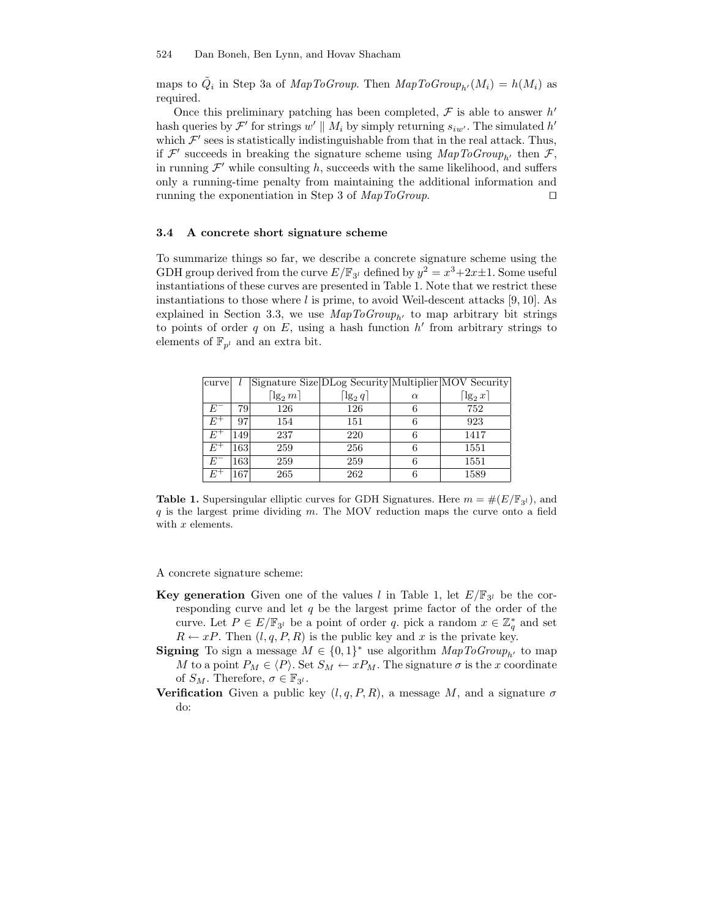maps to $\tilde{Q}_i$ in Step 3a of *MapToGroup*. Then $MapToGroup_{h'}(M_i) = h(M_i)$ as required.

Once this preliminary patching has been completed, $\mathcal{F}$ is able to answer $h'$ hash queries by $\mathcal{F}'$ for strings $w' \parallel M_i$ by simply returning $s_{iw'}$. The simulated $h'$ which $\mathcal{F}'$ sees is statistically indistinguishable from that in the real attack. Thus, if $\mathcal{F}'$ succeeds in breaking the signature scheme using $MapToGroup_{h'}$ then $\mathcal{F}$, in running $\mathcal{F}'$ while consulting $h$, succeeds with the same likelihood, and suffers only a running-time penalty from maintaining the additional information and running the exponentiation in Step 3 of *MapToGroup*. □

### 3.4 A concrete short signature scheme

To summarize things so far, we describe a concrete signature scheme using the GDH group derived from the curve $E/\mathbb{F}_{3^l}$ defined by $y^2 = x^3+2x\pm1$. Some useful instantiations of these curves are presented in Table 1. Note that we restrict these instantiations to those where $l$ is prime, to avoid Weil-descent attacks [9, 10]. As explained in Section 3.3, we use $MapToGroup_{h'}$ to map arbitrary bit strings to points of order $q$ on $E$, using a hash function $h'$ from arbitrary strings to elements of $\mathbb{F}_{p^l}$ and an extra bit.

| curve | $l$ | Signature Size $\lceil \lg_2 m \rceil$ | DLog Security $\lceil \lg_2 q \rceil$ | Multiplier $\alpha$ | MOV Security $\lceil \lg_2 x \rceil$ |
|---|---|---|---|---|---|
| $E^-$ | 79 | 126 | 126 | 6 | 752 |
| $E^+$ | 97 | 154 | 151 | 6 | 923 |
| $E^+$ | 149 | 237 | 220 | 6 | 1417 |
| $E^+$ | 163 | 259 | 256 | 6 | 1551 |
| $E^-$ | 163 | 259 | 259 | 6 | 1551 |
| $E^+$ | 167 | 265 | 262 | 6 | 1589 |

**Table 1.** Supersingular elliptic curves for GDH Signatures. Here $m = \#(E/\mathbb{F}_{3^l})$, and $q$ is the largest prime dividing $m$. The MOV reduction maps the curve onto a field with $x$ elements.

A concrete signature scheme:

**Key generation** Given one of the values $l$ in Table 1, let $E/\mathbb{F}_{3^l}$ be the corresponding curve and let $q$ be the largest prime factor of the order of the curve. Let $P \in E/\mathbb{F}_{3^l}$ be a point of order $q$. pick a random $x \in \mathbb{Z}_q^*$ and set $R \leftarrow xP$. Then $(l, q, P, R)$ is the public key and $x$ is the private key.

**Signing** To sign a message $M \in \{0,1\}^*$ use algorithm $MapToGroup_{h'}$ to map $M$ to a point $P_M \in \langle P \rangle$. Set $S_M \leftarrow xP_M$. The signature $\sigma$ is the $x$ coordinate of $S_M$. Therefore, $\sigma \in \mathbb{F}_{3^l}$.

**Verification** Given a public key $(l, q, P, R)$, a message $M$, and a signature $\sigma$ do: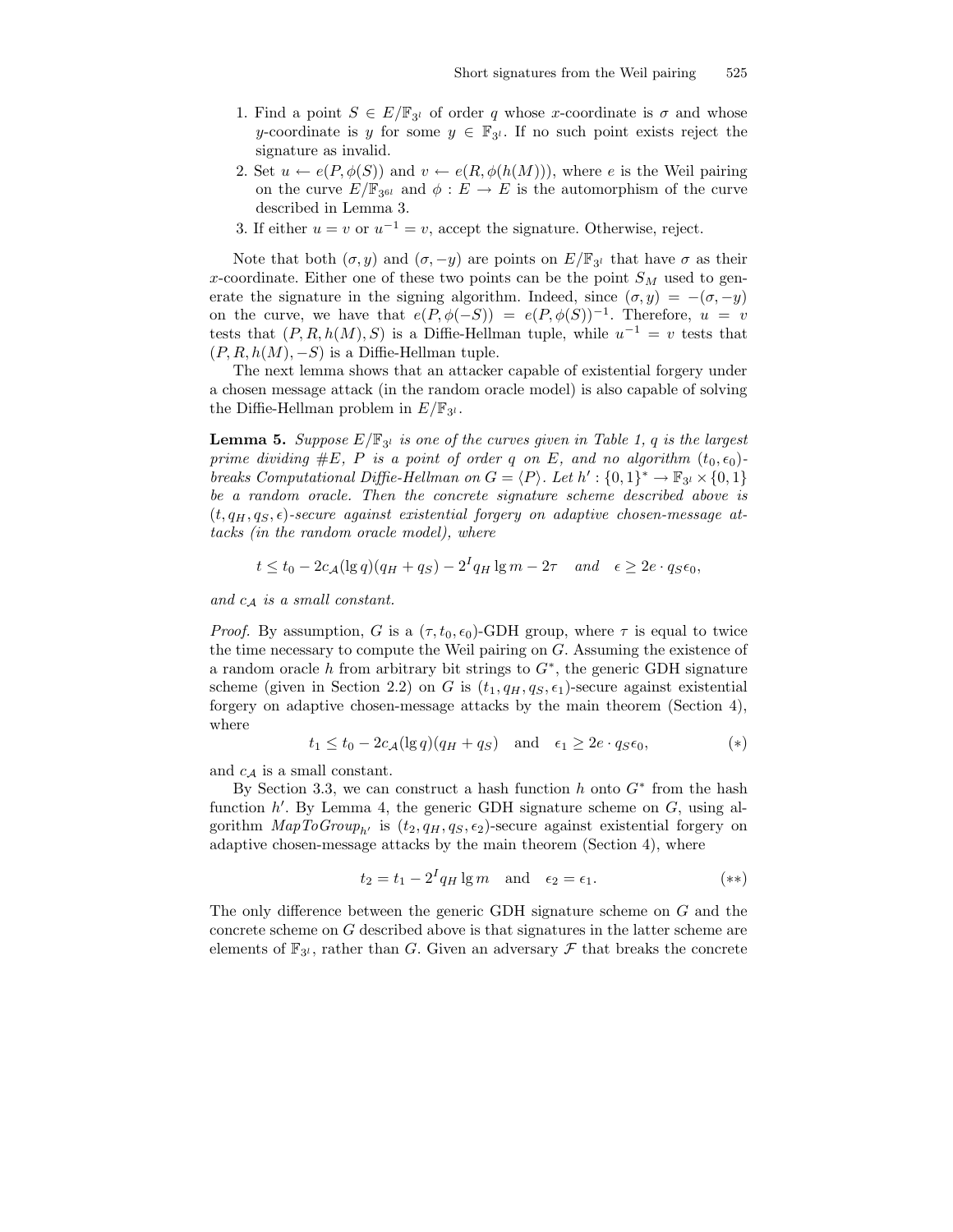1. Find a point $S \in E/\mathbb{F}_{3^l}$ of order $q$ whose $x$-coordinate is $\sigma$ and whose $y$-coordinate is $y$ for some $y \in \mathbb{F}_{3^l}$. If no such point exists reject the signature as invalid.
2. Set $u \leftarrow e(P, \phi(S))$ and $v \leftarrow e(R, \phi(h(M)))$, where $e$ is the Weil pairing on the curve $E/\mathbb{F}_{3^{6l}}$ and $\phi : E \to E$ is the automorphism of the curve described in Lemma 3.
3. If either $u = v$ or $u^{-1} = v$, accept the signature. Otherwise, reject.

Note that both $(\sigma, y)$ and $(\sigma, -y)$ are points on $E/\mathbb{F}_{3^l}$ that have $\sigma$ as their $x$-coordinate. Either one of these two points can be the point $S_M$ used to generate the signature in the signing algorithm. Indeed, since $(\sigma, y) = -(\sigma, -y)$ on the curve, we have that $e(P, \phi(-S)) = e(P, \phi(S))^{-1}$. Therefore, $u = v$ tests that $(P, R, h(M), S)$ is a Diffie-Hellman tuple, while $u^{-1} = v$ tests that $(P, R, h(M), -S)$ is a Diffie-Hellman tuple.

The next lemma shows that an attacker capable of existential forgery under a chosen message attack (in the random oracle model) is also capable of solving the Diffie-Hellman problem in $E/\mathbb{F}_{3^l}$.

**Lemma 5.** *Suppose $E/\mathbb{F}_{3^l}$ is one of the curves given in Table 1, $q$ is the largest prime dividing $\#E$, $P$ is a point of order $q$ on $E$, and no algorithm $(t_0, \epsilon_0)$-breaks Computational Diffie-Hellman on $G = \langle P \rangle$. Let $h' : \{0,1\}^* \to \mathbb{F}_{3^l} \times \{0,1\}$ be a random oracle. Then the concrete signature scheme described above is $(t, q_H, q_S, \epsilon)$-secure against existential forgery on adaptive chosen-message attacks (in the random oracle model), where*

$$t \leq t_0 - 2c_{\mathcal{A}}(\lg q)(q_H + q_S) - 2^I q_H \lg m - 2\tau \quad \text{and} \quad \epsilon \geq 2e \cdot q_S \epsilon_0,$$

*and $c_{\mathcal{A}}$ is a small constant.*

*Proof.* By assumption, $G$ is a $(\tau, t_0, \epsilon_0)$-GDH group, where $\tau$ is equal to twice the time necessary to compute the Weil pairing on $G$. Assuming the existence of a random oracle $h$ from arbitrary bit strings to $G^*$, the generic GDH signature scheme (given in Section 2.2) on $G$ is $(t_1, q_H, q_S, \epsilon_1)$-secure against existential forgery on adaptive chosen-message attacks by the main theorem (Section 4), where

$$t_1 \leq t_0 - 2c_{\mathcal{A}}(\lg q)(q_H + q_S) \quad \text{and} \quad \epsilon_1 \geq 2e \cdot q_S \epsilon_0, \qquad (*)$$

and $c_{\mathcal{A}}$ is a small constant.

By Section 3.3, we can construct a hash function $h$ onto $G^*$ from the hash function $h'$. By Lemma 4, the generic GDH signature scheme on $G$, using algorithm $\mathit{MapToGroup}_{h'}$ is $(t_2, q_H, q_S, \epsilon_2)$-secure against existential forgery on adaptive chosen-message attacks by the main theorem (Section 4), where

$$t_2 = t_1 - 2^I q_H \lg m \quad \text{and} \quad \epsilon_2 = \epsilon_1. \qquad (**)$$

The only difference between the generic GDH signature scheme on $G$ and the concrete scheme on $G$ described above is that signatures in the latter scheme are elements of $\mathbb{F}_{3^l}$, rather than $G$. Given an adversary $\mathcal{F}$ that breaks the concrete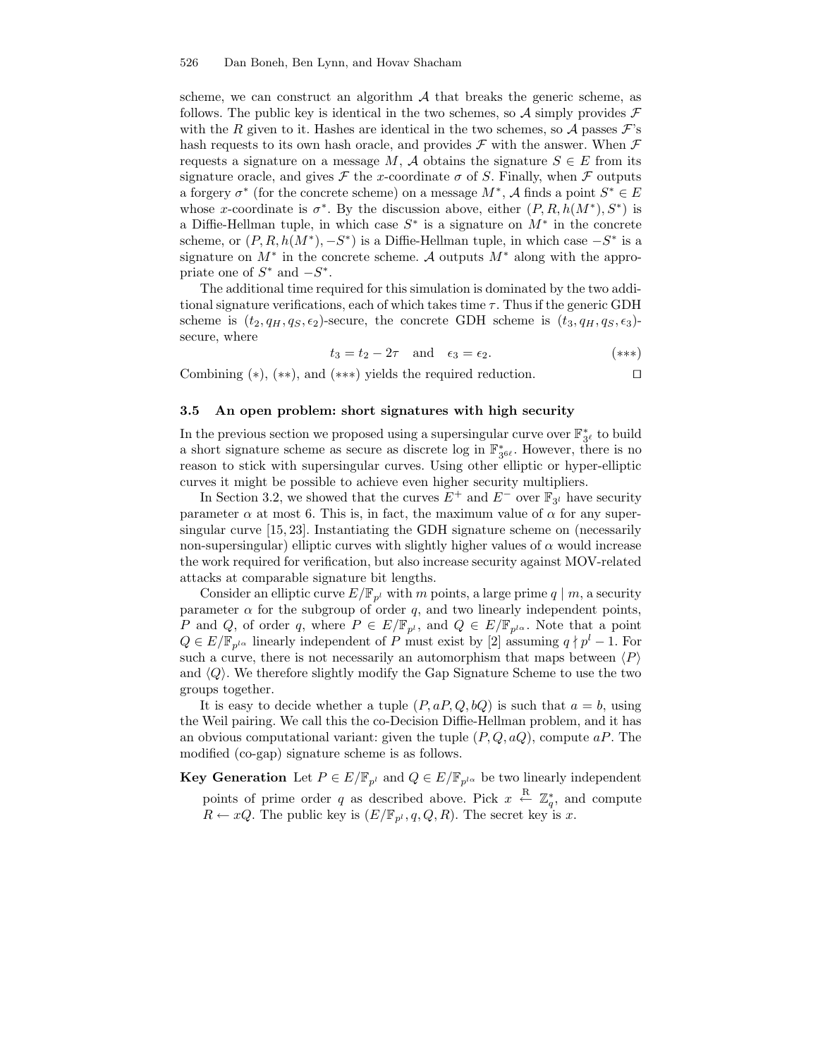scheme, we can construct an algorithm $\mathcal{A}$ that breaks the generic scheme, as follows. The public key is identical in the two schemes, so $\mathcal{A}$ simply provides $\mathcal{F}$ with the $R$ given to it. Hashes are identical in the two schemes, so $\mathcal{A}$ passes $\mathcal{F}$'s hash requests to its own hash oracle, and provides $\mathcal{F}$ with the answer. When $\mathcal{F}$ requests a signature on a message $M$, $\mathcal{A}$ obtains the signature $S \in E$ from its signature oracle, and gives $\mathcal{F}$ the $x$-coordinate $\sigma$ of $S$. Finally, when $\mathcal{F}$ outputs a forgery $\sigma^*$ (for the concrete scheme) on a message $M^*$, $\mathcal{A}$ finds a point $S^* \in E$ whose $x$-coordinate is $\sigma^*$. By the discussion above, either $(P, R, h(M^*), S^*)$ is a Diffie-Hellman tuple, in which case $S^*$ is a signature on $M^*$ in the concrete scheme, or $(P, R, h(M^*), -S^*)$ is a Diffie-Hellman tuple, in which case $-S^*$ is a signature on $M^*$ in the concrete scheme. $\mathcal{A}$ outputs $M^*$ along with the appropriate one of $S^*$ and $-S^*$.

The additional time required for this simulation is dominated by the two additional signature verifications, each of which takes time $\tau$. Thus if the generic GDH scheme is $(t_2, q_H, q_S, \epsilon_2)$-secure, the concrete GDH scheme is $(t_3, q_H, q_S, \epsilon_3)$-secure, where

$$t_3 = t_2 - 2\tau \quad \text{and} \quad \epsilon_3 = \epsilon_2. \tag{$***$}$$

Combining $(*)$, $(**)$, and $(***)$ yields the required reduction. $\square$

### 3.5 An open problem: short signatures with high security

In the previous section we proposed using a supersingular curve over $\mathbb{F}^*_{3^\ell}$ to build a short signature scheme as secure as discrete log in $\mathbb{F}^*_{3^{6\ell}}$. However, there is no reason to stick with supersingular curves. Using other elliptic or hyper-elliptic curves it might be possible to achieve even higher security multipliers.

In Section 3.2, we showed that the curves $E^+$ and $E^-$ over $\mathbb{F}_{3^l}$ have security parameter $\alpha$ at most 6. This is, in fact, the maximum value of $\alpha$ for any supersingular curve [15, 23]. Instantiating the GDH signature scheme on (necessarily non-supersingular) elliptic curves with slightly higher values of $\alpha$ would increase the work required for verification, but also increase security against MOV-related attacks at comparable signature bit lengths.

Consider an elliptic curve $E/\mathbb{F}_{p^l}$ with $m$ points, a large prime $q \mid m$, a security parameter $\alpha$ for the subgroup of order $q$, and two linearly independent points, $P$ and $Q$, of order $q$, where $P \in E/\mathbb{F}_{p^l}$, and $Q \in E/\mathbb{F}_{p^{l\alpha}}$. Note that a point $Q \in E/\mathbb{F}_{p^{l\alpha}}$ linearly independent of $P$ must exist by [2] assuming $q \nmid p^l - 1$. For such a curve, there is not necessarily an automorphism that maps between $\langle P \rangle$ and $\langle Q \rangle$. We therefore slightly modify the Gap Signature Scheme to use the two groups together.

It is easy to decide whether a tuple $(P, aP, Q, bQ)$ is such that $a = b$, using the Weil pairing. We call this the co-Decision Diffie-Hellman problem, and it has an obvious computational variant: given the tuple $(P, Q, aQ)$, compute $aP$. The modified (co-gap) signature scheme is as follows.

**Key Generation** Let $P \in E/\mathbb{F}_{p^l}$ and $Q \in E/\mathbb{F}_{p^{l\alpha}}$ be two linearly independent points of prime order $q$ as described above. Pick $x \xleftarrow{R} \mathbb{Z}^*_q$, and compute $R \leftarrow xQ$. The public key is $(E/\mathbb{F}_{p^l}, q, Q, R)$. The secret key is $x$.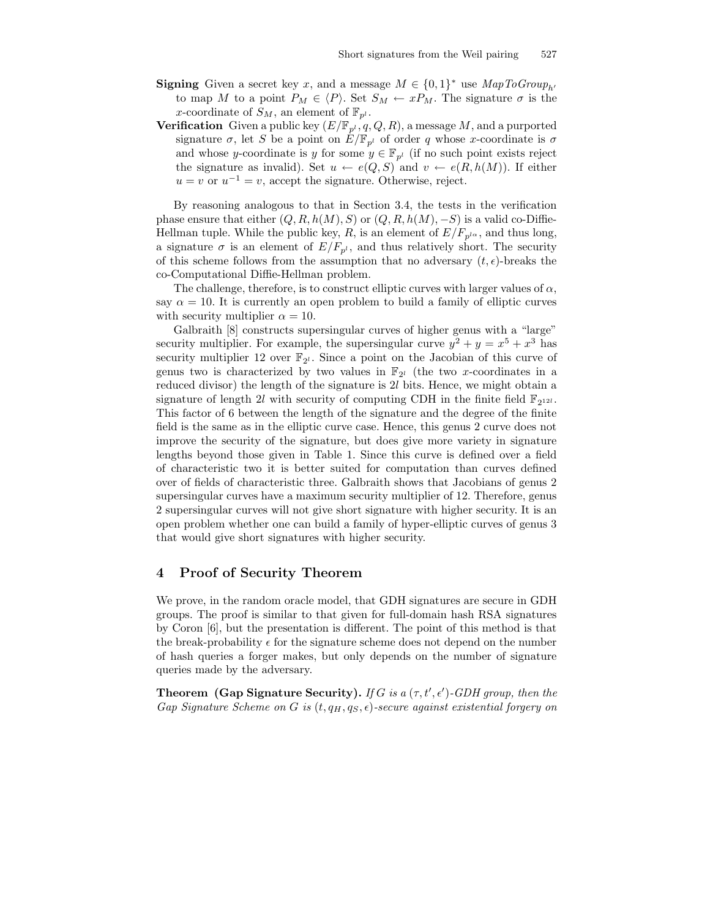**Signing** Given a secret key $x$, and a message $M \in \{0,1\}^*$ use $MapToGroup_{h'}$ to map $M$ to a point $P_M \in \langle P \rangle$. Set $S_M \leftarrow xP_M$. The signature $\sigma$ is the $x$-coordinate of $S_M$, an element of $\mathbb{F}_{p^l}$.

**Verification** Given a public key $(E/\mathbb{F}_{p^l}, q, Q, R)$, a message $M$, and a purported signature $\sigma$, let $S$ be a point on $E/\mathbb{F}_{p^l}$ of order $q$ whose $x$-coordinate is $\sigma$ and whose $y$-coordinate is $y$ for some $y \in \mathbb{F}_{p^l}$ (if no such point exists reject the signature as invalid). Set $u \leftarrow e(Q, S)$ and $v \leftarrow e(R, h(M))$. If either $u = v$ or $u^{-1} = v$, accept the signature. Otherwise, reject.

By reasoning analogous to that in Section 3.4, the tests in the verification phase ensure that either $(Q, R, h(M), S)$ or $(Q, R, h(M), -S)$ is a valid co-Diffie-Hellman tuple. While the public key, $R$, is an element of $E/F_{p^{l\alpha}}$, and thus long, a signature $\sigma$ is an element of $E/F_{p^l}$, and thus relatively short. The security of this scheme follows from the assumption that no adversary $(t, \epsilon)$-breaks the co-Computational Diffie-Hellman problem.

The challenge, therefore, is to construct elliptic curves with larger values of $\alpha$, say $\alpha = 10$. It is currently an open problem to build a family of elliptic curves with security multiplier $\alpha = 10$.

Galbraith [8] constructs supersingular curves of higher genus with a "large" security multiplier. For example, the supersingular curve $y^2 + y = x^5 + x^3$ has security multiplier 12 over $\mathbb{F}_{2^l}$. Since a point on the Jacobian of this curve of genus two is characterized by two values in $\mathbb{F}_{2^l}$ (the two $x$-coordinates in a reduced divisor) the length of the signature is $2l$ bits. Hence, we might obtain a signature of length $2l$ with security of computing CDH in the finite field $\mathbb{F}_{2^{12l}}$. This factor of 6 between the length of the signature and the degree of the finite field is the same as in the elliptic curve case. Hence, this genus 2 curve does not improve the security of the signature, but does give more variety in signature lengths beyond those given in Table 1. Since this curve is defined over a field of characteristic two it is better suited for computation than curves defined over of fields of characteristic three. Galbraith shows that Jacobians of genus 2 supersingular curves have a maximum security multiplier of 12. Therefore, genus 2 supersingular curves will not give short signature with higher security. It is an open problem whether one can build a family of hyper-elliptic curves of genus 3 that would give short signatures with higher security.

## 4 Proof of Security Theorem

We prove, in the random oracle model, that GDH signatures are secure in GDH groups. The proof is similar to that given for full-domain hash RSA signatures by Coron [6], but the presentation is different. The point of this method is that the break-probability $\epsilon$ for the signature scheme does not depend on the number of hash queries a forger makes, but only depends on the number of signature queries made by the adversary.

**Theorem (Gap Signature Security).** *If $G$ is a $(\tau, t', \epsilon')$-GDH group, then the Gap Signature Scheme on $G$ is $(t, q_H, q_S, \epsilon)$-secure against existential forgery on*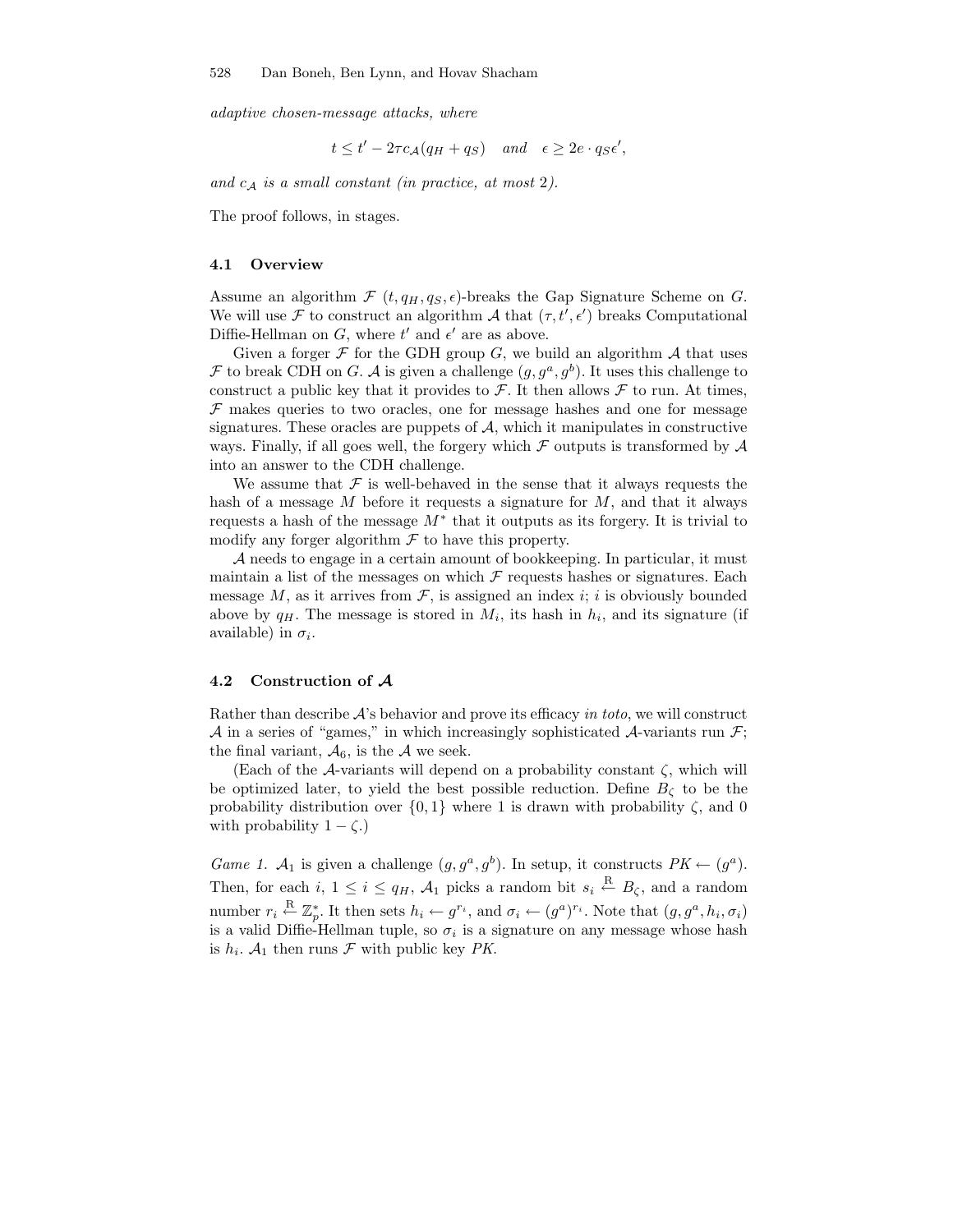*adaptive chosen-message attacks, where*

$$t \le t' - 2\tau c_{\mathcal{A}}(q_H + q_S) \quad \textit{and} \quad \epsilon \ge 2e \cdot q_S \epsilon',$$

*and $c_{\mathcal{A}}$ is a small constant (in practice, at most 2).*

The proof follows, in stages.

### 4.1 Overview

Assume an algorithm $\mathcal{F}$ $(t, q_H, q_S, \epsilon)$-breaks the Gap Signature Scheme on $G$. We will use $\mathcal{F}$ to construct an algorithm $\mathcal{A}$ that $(\tau, t', \epsilon')$ breaks Computational Diffie-Hellman on $G$, where $t'$ and $\epsilon'$ are as above.

Given a forger $\mathcal{F}$ for the GDH group $G$, we build an algorithm $\mathcal{A}$ that uses $\mathcal{F}$ to break CDH on $G$. $\mathcal{A}$ is given a challenge $(g, g^a, g^b)$. It uses this challenge to construct a public key that it provides to $\mathcal{F}$. It then allows $\mathcal{F}$ to run. At times, $\mathcal{F}$ makes queries to two oracles, one for message hashes and one for message signatures. These oracles are puppets of $\mathcal{A}$, which it manipulates in constructive ways. Finally, if all goes well, the forgery which $\mathcal{F}$ outputs is transformed by $\mathcal{A}$ into an answer to the CDH challenge.

We assume that $\mathcal{F}$ is well-behaved in the sense that it always requests the hash of a message $M$ before it requests a signature for $M$, and that it always requests a hash of the message $M^*$ that it outputs as its forgery. It is trivial to modify any forger algorithm $\mathcal{F}$ to have this property.

$\mathcal{A}$ needs to engage in a certain amount of bookkeeping. In particular, it must maintain a list of the messages on which $\mathcal{F}$ requests hashes or signatures. Each message $M$, as it arrives from $\mathcal{F}$, is assigned an index $i$; $i$ is obviously bounded above by $q_H$. The message is stored in $M_i$, its hash in $h_i$, and its signature (if available) in $\sigma_i$.

### 4.2 Construction of $\mathcal{A}$

Rather than describe $\mathcal{A}$'s behavior and prove its efficacy *in toto*, we will construct $\mathcal{A}$ in a series of "games," in which increasingly sophisticated $\mathcal{A}$-variants run $\mathcal{F}$; the final variant, $\mathcal{A}_6$, is the $\mathcal{A}$ we seek.

(Each of the $\mathcal{A}$-variants will depend on a probability constant $\zeta$, which will be optimized later, to yield the best possible reduction. Define $B_\zeta$ to be the probability distribution over $\{0, 1\}$ where 1 is drawn with probability $\zeta$, and 0 with probability $1 - \zeta$.)

*Game 1.* $\mathcal{A}_1$ is given a challenge $(g, g^a, g^b)$. In setup, it constructs $PK \leftarrow (g^a)$. Then, for each $i$, $1 \le i \le q_H$, $\mathcal{A}_1$ picks a random bit $s_i \stackrel{\text{R}}{\leftarrow} B_\zeta$, and a random number $r_i \stackrel{\text{R}}{\leftarrow} \mathbb{Z}_p^*$. It then sets $h_i \leftarrow g^{r_i}$, and $\sigma_i \leftarrow (g^a)^{r_i}$. Note that $(g, g^a, h_i, \sigma_i)$ is a valid Diffie-Hellman tuple, so $\sigma_i$ is a signature on any message whose hash is $h_i$. $\mathcal{A}_1$ then runs $\mathcal{F}$ with public key $PK$.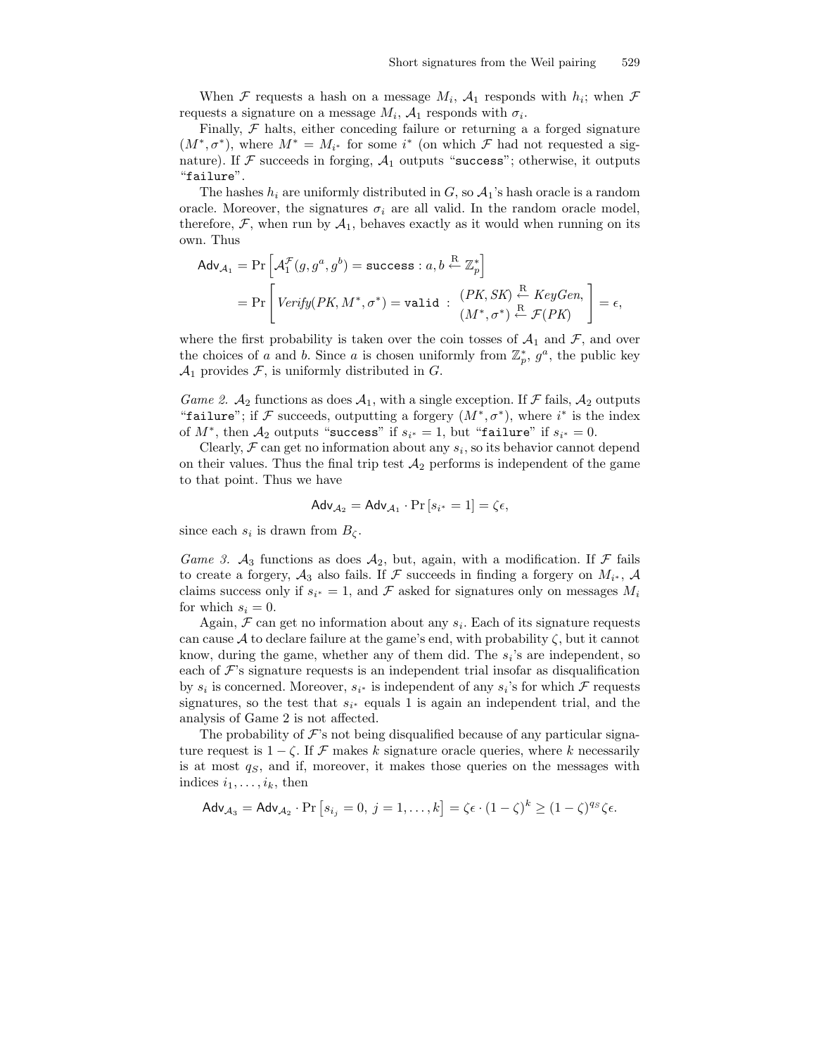When $\mathcal{F}$ requests a hash on a message $M_i$, $\mathcal{A}_1$ responds with $h_i$; when $\mathcal{F}$ requests a signature on a message $M_i$, $\mathcal{A}_1$ responds with $\sigma_i$.

Finally, $\mathcal{F}$ halts, either conceding failure or returning a a forged signature $(M^*, \sigma^*)$, where $M^* = M_{i^*}$ for some $i^*$ (on which $\mathcal{F}$ had not requested a signature). If $\mathcal{F}$ succeeds in forging, $\mathcal{A}_1$ outputs "`success`"; otherwise, it outputs "`failure`".

The hashes $h_i$ are uniformly distributed in $G$, so $\mathcal{A}_1$'s hash oracle is a random oracle. Moreover, the signatures $\sigma_i$ are all valid. In the random oracle model, therefore, $\mathcal{F}$, when run by $\mathcal{A}_1$, behaves exactly as it would when running on its own. Thus

$$
\begin{aligned}
\mathsf{Adv}_{\mathcal{A}_1} &= \Pr\left[\mathcal{A}_1^{\mathcal{F}}(g, g^a, g^b) = \texttt{success} : a, b \xleftarrow{\text{R}} \mathbb{Z}_p^*\right] \\
&= \Pr\left[ \textit{Verify}(PK, M^*, \sigma^*) = \texttt{valid} \ : \ \begin{array}{l} (PK, SK) \xleftarrow{\text{R}} \textit{KeyGen}, \\ (M^*, \sigma^*) \xleftarrow{\text{R}} \mathcal{F}(PK) \end{array} \right] = \epsilon,
\end{aligned}
$$

where the first probability is taken over the coin tosses of $\mathcal{A}_1$ and $\mathcal{F}$, and over the choices of $a$ and $b$. Since $a$ is chosen uniformly from $\mathbb{Z}_p^*$, $g^a$, the public key $\mathcal{A}_1$ provides $\mathcal{F}$, is uniformly distributed in $G$.

*Game 2.* $\mathcal{A}_2$ functions as does $\mathcal{A}_1$, with a single exception. If $\mathcal{F}$ fails, $\mathcal{A}_2$ outputs "`failure`"; if $\mathcal{F}$ succeeds, outputting a forgery $(M^*, \sigma^*)$, where $i^*$ is the index of $M^*$, then $\mathcal{A}_2$ outputs "`success`" if $s_{i^*} = 1$, but "`failure`" if $s_{i^*} = 0$.

Clearly, $\mathcal{F}$ can get no information about any $s_i$, so its behavior cannot depend on their values. Thus the final trip test $\mathcal{A}_2$ performs is independent of the game to that point. Thus we have

$$
\mathsf{Adv}_{\mathcal{A}_2} = \mathsf{Adv}_{\mathcal{A}_1} \cdot \Pr\left[s_{i^*} = 1\right] = \zeta\epsilon,
$$

since each $s_i$ is drawn from $B_\zeta$.

*Game 3.* $\mathcal{A}_3$ functions as does $\mathcal{A}_2$, but, again, with a modification. If $\mathcal{F}$ fails to create a forgery, $\mathcal{A}_3$ also fails. If $\mathcal{F}$ succeeds in finding a forgery on $M_{i^*}$, $\mathcal{A}$ claims success only if $s_{i^*} = 1$, and $\mathcal{F}$ asked for signatures only on messages $M_i$ for which $s_i = 0$.

Again, $\mathcal{F}$ can get no information about any $s_i$. Each of its signature requests can cause $\mathcal{A}$ to declare failure at the game's end, with probability $\zeta$, but it cannot know, during the game, whether any of them did. The $s_i$'s are independent, so each of $\mathcal{F}$'s signature requests is an independent trial insofar as disqualification by $s_i$ is concerned. Moreover, $s_{i^*}$ is independent of any $s_i$'s for which $\mathcal{F}$ requests signatures, so the test that $s_{i^*}$ equals 1 is again an independent trial, and the analysis of Game 2 is not affected.

The probability of $\mathcal{F}$'s not being disqualified because of any particular signature request is $1 - \zeta$. If $\mathcal{F}$ makes $k$ signature oracle queries, where $k$ necessarily is at most $q_S$, and if, moreover, it makes those queries on the messages with indices $i_1, \ldots, i_k$, then

$$
\mathsf{Adv}_{\mathcal{A}_3} = \mathsf{Adv}_{\mathcal{A}_2} \cdot \Pr\left[s_{i_j} = 0,\ j = 1, \ldots, k\right] = \zeta\epsilon \cdot (1 - \zeta)^k \geq (1 - \zeta)^{q_S} \zeta\epsilon.
$$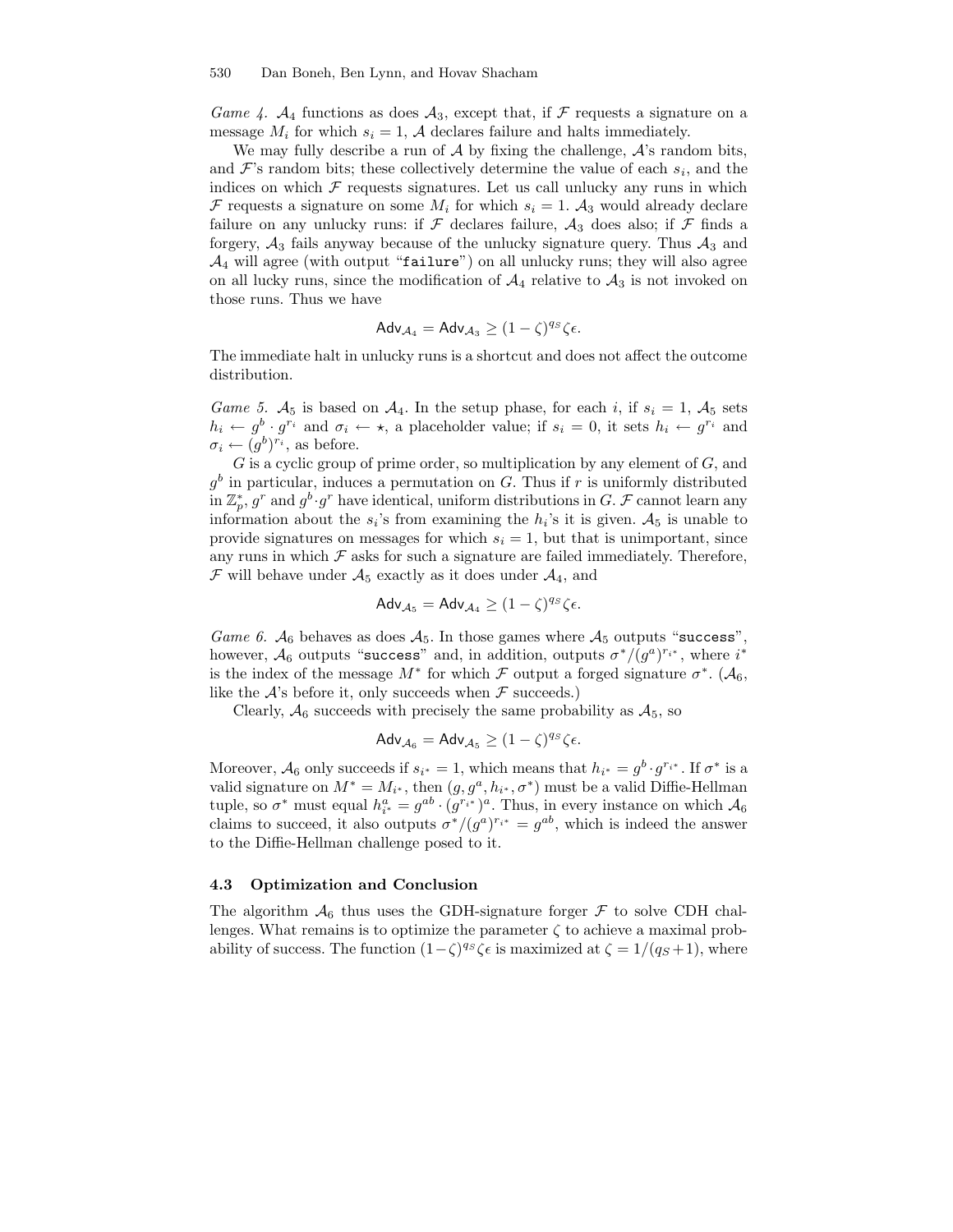*Game 4.* $\mathcal{A}_4$ functions as does $\mathcal{A}_3$, except that, if $\mathcal{F}$ requests a signature on a message $M_i$ for which $s_i = 1$, $\mathcal{A}$ declares failure and halts immediately.

We may fully describe a run of $\mathcal{A}$ by fixing the challenge, $\mathcal{A}$'s random bits, and $\mathcal{F}$'s random bits; these collectively determine the value of each $s_i$, and the indices on which $\mathcal{F}$ requests signatures. Let us call unlucky any runs in which $\mathcal{F}$ requests a signature on some $M_i$ for which $s_i = 1$. $\mathcal{A}_3$ would already declare failure on any unlucky runs: if $\mathcal{F}$ declares failure, $\mathcal{A}_3$ does also; if $\mathcal{F}$ finds a forgery, $\mathcal{A}_3$ fails anyway because of the unlucky signature query. Thus $\mathcal{A}_3$ and $\mathcal{A}_4$ will agree (with output "`failure`") on all unlucky runs; they will also agree on all lucky runs, since the modification of $\mathcal{A}_4$ relative to $\mathcal{A}_3$ is not invoked on those runs. Thus we have

$$\mathsf{Adv}_{\mathcal{A}_4} = \mathsf{Adv}_{\mathcal{A}_3} \geq (1-\zeta)^{q_S}\zeta\epsilon.$$

The immediate halt in unlucky runs is a shortcut and does not affect the outcome distribution.

*Game 5.* $\mathcal{A}_5$ is based on $\mathcal{A}_4$. In the setup phase, for each $i$, if $s_i = 1$, $\mathcal{A}_5$ sets $h_i \leftarrow g^b \cdot g^{r_i}$ and $\sigma_i \leftarrow \star$, a placeholder value; if $s_i = 0$, it sets $h_i \leftarrow g^{r_i}$ and $\sigma_i \leftarrow (g^b)^{r_i}$, as before.

$G$ is a cyclic group of prime order, so multiplication by any element of $G$, and $g^b$ in particular, induces a permutation on $G$. Thus if $r$ is uniformly distributed in $\mathbb{Z}_p^*$, $g^r$ and $g^b \cdot g^r$ have identical, uniform distributions in $G$. $\mathcal{F}$ cannot learn any information about the $s_i$'s from examining the $h_i$'s it is given. $\mathcal{A}_5$ is unable to provide signatures on messages for which $s_i = 1$, but that is unimportant, since any runs in which $\mathcal{F}$ asks for such a signature are failed immediately. Therefore, $\mathcal{F}$ will behave under $\mathcal{A}_5$ exactly as it does under $\mathcal{A}_4$, and

$$\mathsf{Adv}_{\mathcal{A}_5} = \mathsf{Adv}_{\mathcal{A}_4} \geq (1-\zeta)^{q_S}\zeta\epsilon.$$

*Game 6.* $\mathcal{A}_6$ behaves as does $\mathcal{A}_5$. In those games where $\mathcal{A}_5$ outputs "`success`", however, $\mathcal{A}_6$ outputs "`success`" and, in addition, outputs $\sigma^*/(g^a)^{r_{i^*}}$, where $i^*$ is the index of the message $M^*$ for which $\mathcal{F}$ output a forged signature $\sigma^*$. ($\mathcal{A}_6$, like the $\mathcal{A}$'s before it, only succeeds when $\mathcal{F}$ succeeds.)

Clearly, $\mathcal{A}_6$ succeeds with precisely the same probability as $\mathcal{A}_5$, so

$$\mathsf{Adv}_{\mathcal{A}_6} = \mathsf{Adv}_{\mathcal{A}_5} \geq (1-\zeta)^{q_S}\zeta\epsilon.$$

Moreover, $\mathcal{A}_6$ only succeeds if $s_{i^*} = 1$, which means that $h_{i^*} = g^b \cdot g^{r_{i^*}}$. If $\sigma^*$ is a valid signature on $M^* = M_{i^*}$, then $(g, g^a, h_{i^*}, \sigma^*)$ must be a valid Diffie-Hellman tuple, so $\sigma^*$ must equal $h_{i^*}^a = g^{ab} \cdot (g^{r_{i^*}})^a$. Thus, in every instance on which $\mathcal{A}_6$ claims to succeed, it also outputs $\sigma^*/(g^a)^{r_{i^*}} = g^{ab}$, which is indeed the answer to the Diffie-Hellman challenge posed to it.

### 4.3 Optimization and Conclusion

The algorithm $\mathcal{A}_6$ thus uses the GDH-signature forger $\mathcal{F}$ to solve CDH challenges. What remains is to optimize the parameter $\zeta$ to achieve a maximal probability of success. The function $(1-\zeta)^{q_S}\zeta\epsilon$ is maximized at $\zeta = 1/(q_S+1)$, where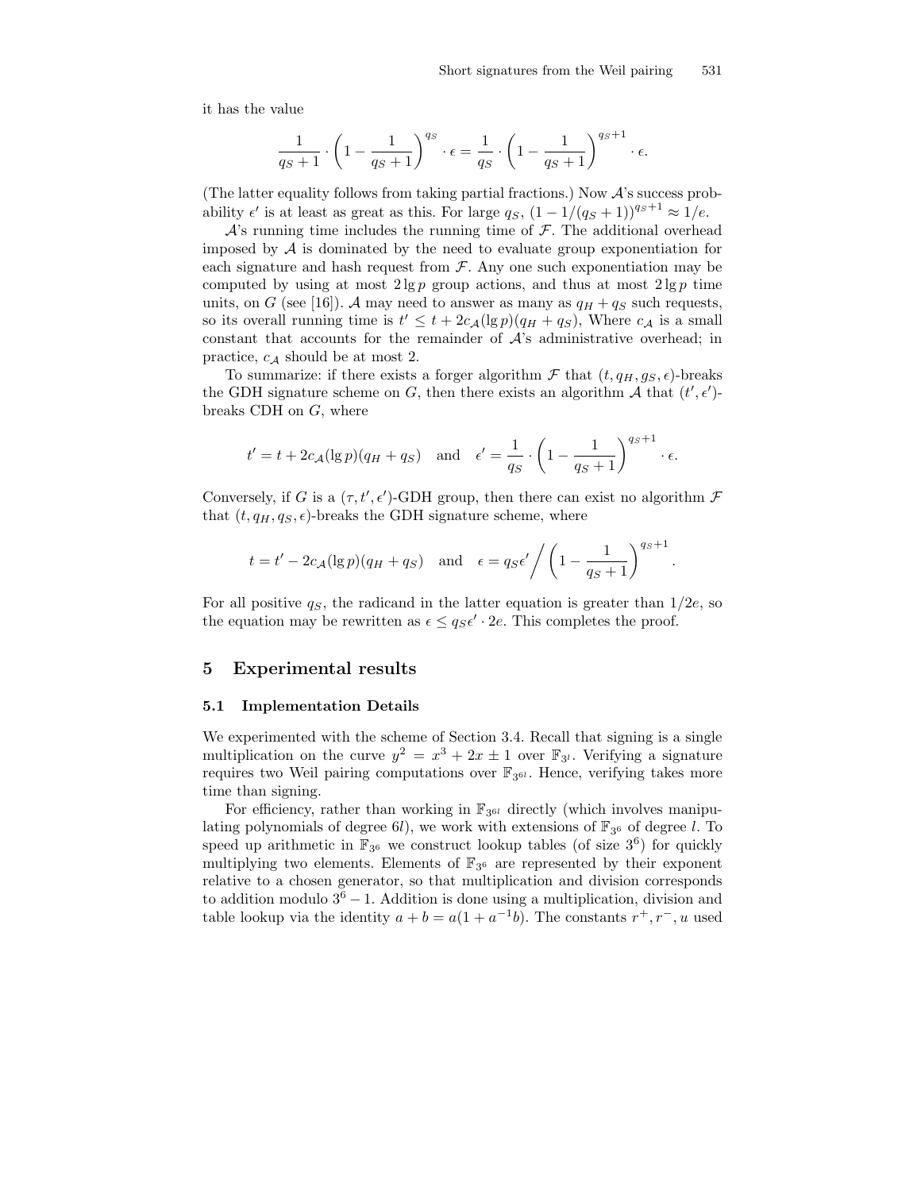it has the value

$$\frac{1}{q_S+1} \cdot \left(1 - \frac{1}{q_S+1}\right)^{q_S} \cdot \epsilon = \frac{1}{q_S} \cdot \left(1 - \frac{1}{q_S+1}\right)^{q_S+1} \cdot \epsilon.$$

(The latter equality follows from taking partial fractions.) Now $\mathcal{A}$'s success probability $\epsilon'$ is at least as great as this. For large $q_S$, $(1 - 1/(q_S+1))^{q_S+1} \approx 1/e$.

$\mathcal{A}$'s running time includes the running time of $\mathcal{F}$. The additional overhead imposed by $\mathcal{A}$ is dominated by the need to evaluate group exponentiation for each signature and hash request from $\mathcal{F}$. Any one such exponentiation may be computed by using at most $2\lg p$ group actions, and thus at most $2\lg p$ time units, on $G$ (see [16]). $\mathcal{A}$ may need to answer as many as $q_H + q_S$ such requests, so its overall running time is $t' \le t + 2c_{\mathcal{A}}(\lg p)(q_H + q_S)$, Where $c_{\mathcal{A}}$ is a small constant that accounts for the remainder of $\mathcal{A}$'s administrative overhead; in practice, $c_{\mathcal{A}}$ should be at most 2.

To summarize: if there exists a forger algorithm $\mathcal{F}$ that $(t, q_H, g_S, \epsilon)$-breaks the GDH signature scheme on $G$, then there exists an algorithm $\mathcal{A}$ that $(t', \epsilon')$-breaks CDH on $G$, where

$$t' = t + 2c_{\mathcal{A}}(\lg p)(q_H + q_S) \quad \text{and} \quad \epsilon' = \frac{1}{q_S} \cdot \left(1 - \frac{1}{q_S+1}\right)^{q_S+1} \cdot \epsilon.$$

Conversely, if $G$ is a $(\tau, t', \epsilon')$-GDH group, then there can exist no algorithm $\mathcal{F}$ that $(t, q_H, q_S, \epsilon)$-breaks the GDH signature scheme, where

$$t = t' - 2c_{\mathcal{A}}(\lg p)(q_H + q_S) \quad \text{and} \quad \epsilon = q_S\epsilon' \bigg/ \left(1 - \frac{1}{q_S+1}\right)^{q_S+1}.$$

For all positive $q_S$, the radicand in the latter equation is greater than $1/2e$, so the equation may be rewritten as $\epsilon \le q_S\epsilon' \cdot 2e$. This completes the proof.

## 5 Experimental results

### 5.1 Implementation Details

We experimented with the scheme of Section 3.4. Recall that signing is a single multiplication on the curve $y^2 = x^3 + 2x \pm 1$ over $\mathbb{F}_{3^l}$. Verifying a signature requires two Weil pairing computations over $\mathbb{F}_{3^{6l}}$. Hence, verifying takes more time than signing.

For efficiency, rather than working in $\mathbb{F}_{3^{6l}}$ directly (which involves manipulating polynomials of degree $6l$), we work with extensions of $\mathbb{F}_{3^6}$ of degree $l$. To speed up arithmetic in $\mathbb{F}_{3^6}$ we construct lookup tables (of size $3^6$) for quickly multiplying two elements. Elements of $\mathbb{F}_{3^6}$ are represented by their exponent relative to a chosen generator, so that multiplication and division corresponds to addition modulo $3^6 - 1$. Addition is done using a multiplication, division and table lookup via the identity $a + b = a(1 + a^{-1}b)$. The constants $r^+, r^-, u$ used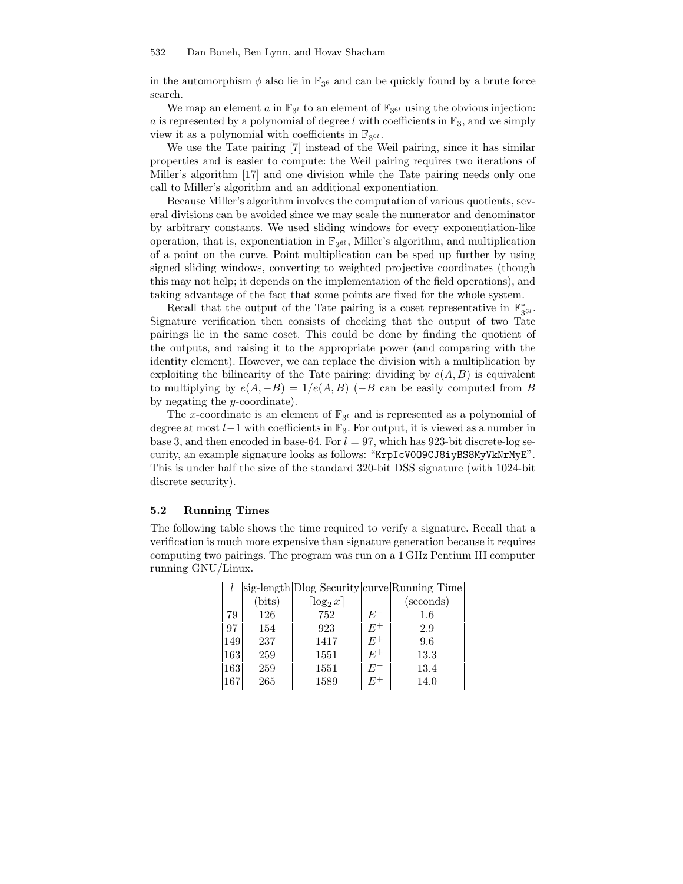in the automorphism $\phi$ also lie in $\mathbb{F}_{3^6}$ and can be quickly found by a brute force search.

We map an element $a$ in $\mathbb{F}_{3^l}$ to an element of $\mathbb{F}_{3^{6l}}$ using the obvious injection: $a$ is represented by a polynomial of degree $l$ with coefficients in $\mathbb{F}_3$, and we simply view it as a polynomial with coefficients in $\mathbb{F}_{3^{6l}}$.

We use the Tate pairing [7] instead of the Weil pairing, since it has similar properties and is easier to compute: the Weil pairing requires two iterations of Miller's algorithm [17] and one division while the Tate pairing needs only one call to Miller's algorithm and an additional exponentiation.

Because Miller's algorithm involves the computation of various quotients, several divisions can be avoided since we may scale the numerator and denominator by arbitrary constants. We used sliding windows for every exponentiation-like operation, that is, exponentiation in $\mathbb{F}_{3^{6l}}$, Miller's algorithm, and multiplication of a point on the curve. Point multiplication can be sped up further by using signed sliding windows, converting to weighted projective coordinates (though this may not help; it depends on the implementation of the field operations), and taking advantage of the fact that some points are fixed for the whole system.

Recall that the output of the Tate pairing is a coset representative in $\mathbb{F}^*_{3^{6l}}$. Signature verification then consists of checking that the output of two Tate pairings lie in the same coset. This could be done by finding the quotient of the outputs, and raising it to the appropriate power (and comparing with the identity element). However, we can replace the division with a multiplication by exploiting the bilinearity of the Tate pairing: dividing by $e(A, B)$ is equivalent to multiplying by $e(A, -B) = 1/e(A, B)$ ($-B$ can be easily computed from $B$ by negating the $y$-coordinate).

The $x$-coordinate is an element of $\mathbb{F}_{3^l}$ and is represented as a polynomial of degree at most $l-1$ with coefficients in $\mathbb{F}_3$. For output, it is viewed as a number in base 3, and then encoded in base-64. For $l = 97$, which has 923-bit discrete-log security, an example signature looks as follows: "`KrpIcV0O9CJ8iyBS8MyVkNrMyE`". This is under half the size of the standard 320-bit DSS signature (with 1024-bit discrete security).

### 5.2 Running Times

The following table shows the time required to verify a signature. Recall that a verification is much more expensive than signature generation because it requires computing two pairings. The program was run on a 1 GHz Pentium III computer running GNU/Linux.

| $l$ | sig-length (bits) | Dlog Security $\lceil \log_2 x \rceil$ | curve | Running Time (seconds) |
|---|---|---|---|---|
| 79 | 126 | 752 | $E^-$ | 1.6 |
| 97 | 154 | 923 | $E^+$ | 2.9 |
| 149 | 237 | 1417 | $E^+$ | 9.6 |
| 163 | 259 | 1551 | $E^+$ | 13.3 |
| 163 | 259 | 1551 | $E^-$ | 13.4 |
| 167 | 265 | 1589 | $E^+$ | 14.0 |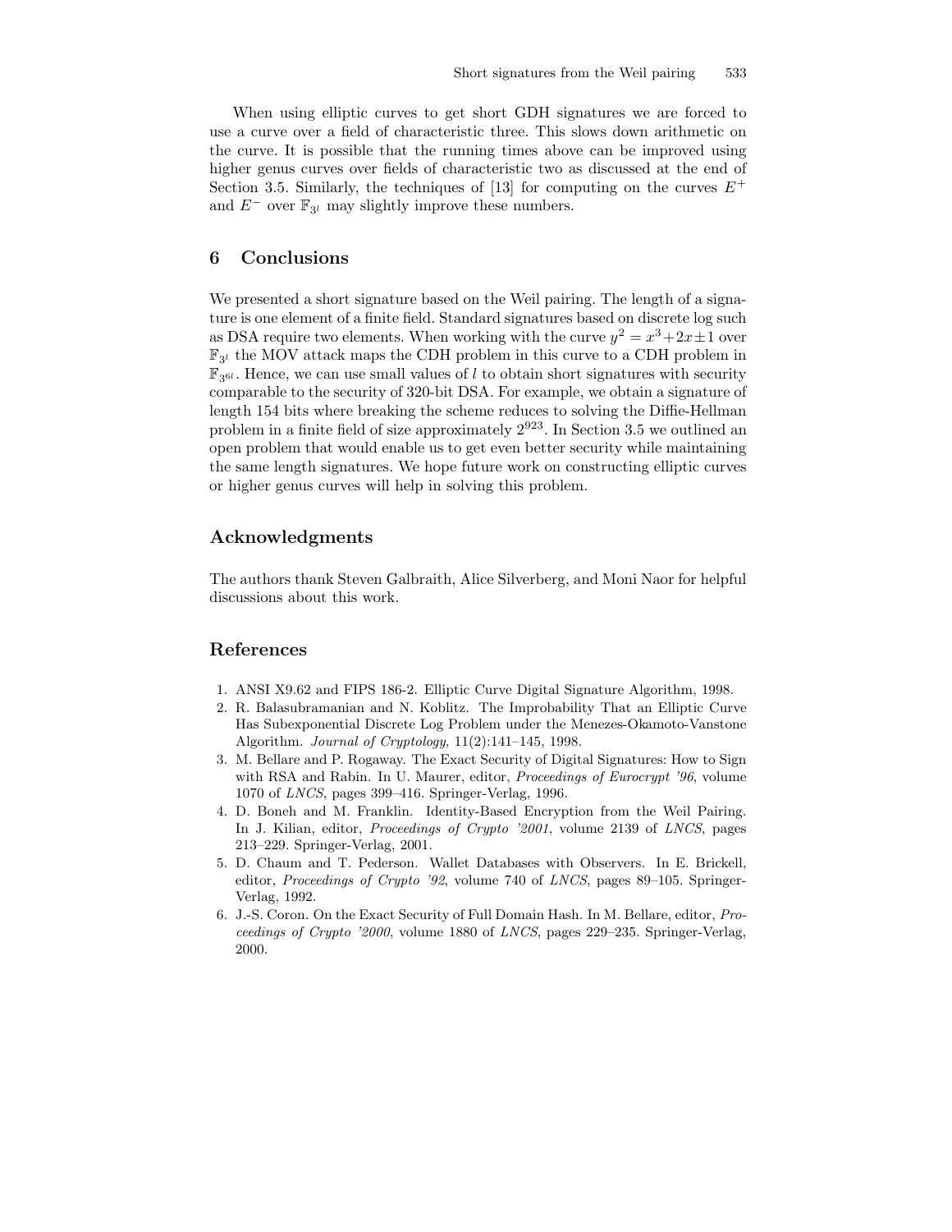When using elliptic curves to get short GDH signatures we are forced to use a curve over a field of characteristic three. This slows down arithmetic on the curve. It is possible that the running times above can be improved using higher genus curves over fields of characteristic two as discussed at the end of Section 3.5. Similarly, the techniques of [13] for computing on the curves $E^+$ and $E^-$ over $\mathbb{F}_{3^l}$ may slightly improve these numbers.

## 6 Conclusions

We presented a short signature based on the Weil pairing. The length of a signature is one element of a finite field. Standard signatures based on discrete log such as DSA require two elements. When working with the curve $y^2 = x^3 + 2x \pm 1$ over $\mathbb{F}_{3^l}$ the MOV attack maps the CDH problem in this curve to a CDH problem in $\mathbb{F}_{3^{6l}}$. Hence, we can use small values of $l$ to obtain short signatures with security comparable to the security of 320-bit DSA. For example, we obtain a signature of length 154 bits where breaking the scheme reduces to solving the Diffie-Hellman problem in a finite field of size approximately $2^{923}$. In Section 3.5 we outlined an open problem that would enable us to get even better security while maintaining the same length signatures. We hope future work on constructing elliptic curves or higher genus curves will help in solving this problem.

## Acknowledgments

The authors thank Steven Galbraith, Alice Silverberg, and Moni Naor for helpful discussions about this work.

## References

1. ANSI X9.62 and FIPS 186-2. Elliptic Curve Digital Signature Algorithm, 1998.
2. R. Balasubramanian and N. Koblitz. The Improbability That an Elliptic Curve Has Subexponential Discrete Log Problem under the Menezes-Okamoto-Vanstone Algorithm. *Journal of Cryptology*, 11(2):141–145, 1998.
3. M. Bellare and P. Rogaway. The Exact Security of Digital Signatures: How to Sign with RSA and Rabin. In U. Maurer, editor, *Proceedings of Eurocrypt '96*, volume 1070 of *LNCS*, pages 399–416. Springer-Verlag, 1996.
4. D. Boneh and M. Franklin. Identity-Based Encryption from the Weil Pairing. In J. Kilian, editor, *Proceedings of Crypto '2001*, volume 2139 of *LNCS*, pages 213–229. Springer-Verlag, 2001.
5. D. Chaum and T. Pederson. Wallet Databases with Observers. In E. Brickell, editor, *Proceedings of Crypto '92*, volume 740 of *LNCS*, pages 89–105. Springer-Verlag, 1992.
6. J.-S. Coron. On the Exact Security of Full Domain Hash. In M. Bellare, editor, *Proceedings of Crypto '2000*, volume 1880 of *LNCS*, pages 229–235. Springer-Verlag, 2000.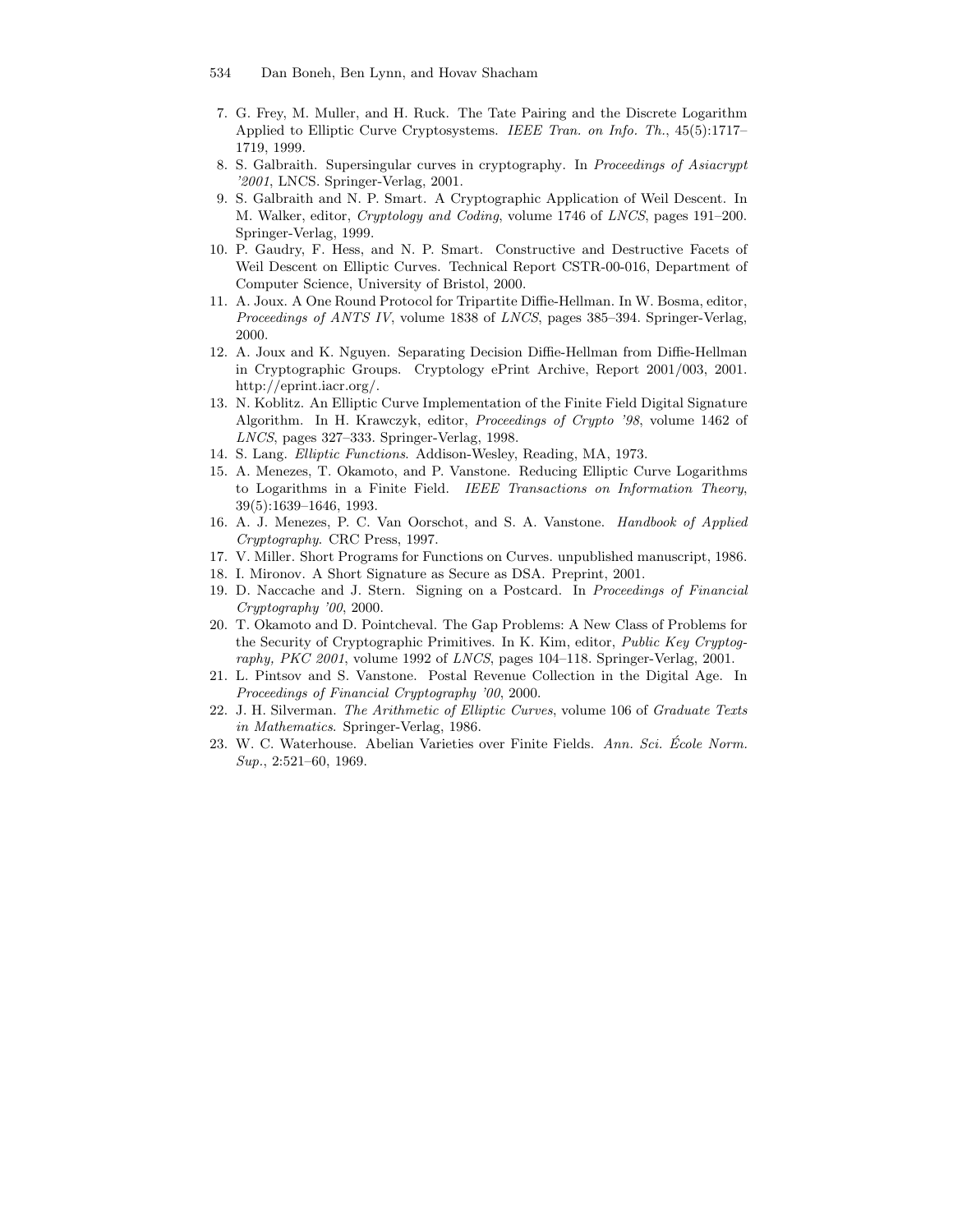7. G. Frey, M. Muller, and H. Ruck. The Tate Pairing and the Discrete Logarithm Applied to Elliptic Curve Cryptosystems. *IEEE Tran. on Info. Th.*, 45(5):1717–1719, 1999.
8. S. Galbraith. Supersingular curves in cryptography. In *Proceedings of Asiacrypt '2001*, LNCS. Springer-Verlag, 2001.
9. S. Galbraith and N. P. Smart. A Cryptographic Application of Weil Descent. In M. Walker, editor, *Cryptology and Coding*, volume 1746 of *LNCS*, pages 191–200. Springer-Verlag, 1999.
10. P. Gaudry, F. Hess, and N. P. Smart. Constructive and Destructive Facets of Weil Descent on Elliptic Curves. Technical Report CSTR-00-016, Department of Computer Science, University of Bristol, 2000.
11. A. Joux. A One Round Protocol for Tripartite Diffie-Hellman. In W. Bosma, editor, *Proceedings of ANTS IV*, volume 1838 of *LNCS*, pages 385–394. Springer-Verlag, 2000.
12. A. Joux and K. Nguyen. Separating Decision Diffie-Hellman from Diffie-Hellman in Cryptographic Groups. Cryptology ePrint Archive, Report 2001/003, 2001. http://eprint.iacr.org/.
13. N. Koblitz. An Elliptic Curve Implementation of the Finite Field Digital Signature Algorithm. In H. Krawczyk, editor, *Proceedings of Crypto '98*, volume 1462 of *LNCS*, pages 327–333. Springer-Verlag, 1998.
14. S. Lang. *Elliptic Functions*. Addison-Wesley, Reading, MA, 1973.
15. A. Menezes, T. Okamoto, and P. Vanstone. Reducing Elliptic Curve Logarithms to Logarithms in a Finite Field. *IEEE Transactions on Information Theory*, 39(5):1639–1646, 1993.
16. A. J. Menezes, P. C. Van Oorschot, and S. A. Vanstone. *Handbook of Applied Cryptography*. CRC Press, 1997.
17. V. Miller. Short Programs for Functions on Curves. unpublished manuscript, 1986.
18. I. Mironov. A Short Signature as Secure as DSA. Preprint, 2001.
19. D. Naccache and J. Stern. Signing on a Postcard. In *Proceedings of Financial Cryptography '00*, 2000.
20. T. Okamoto and D. Pointcheval. The Gap Problems: A New Class of Problems for the Security of Cryptographic Primitives. In K. Kim, editor, *Public Key Cryptography, PKC 2001*, volume 1992 of *LNCS*, pages 104–118. Springer-Verlag, 2001.
21. L. Pintsov and S. Vanstone. Postal Revenue Collection in the Digital Age. In *Proceedings of Financial Cryptography '00*, 2000.
22. J. H. Silverman. *The Arithmetic of Elliptic Curves*, volume 106 of *Graduate Texts in Mathematics*. Springer-Verlag, 1986.
23. W. C. Waterhouse. Abelian Varieties over Finite Fields. *Ann. Sci. École Norm. Sup.*, 2:521–60, 1969.